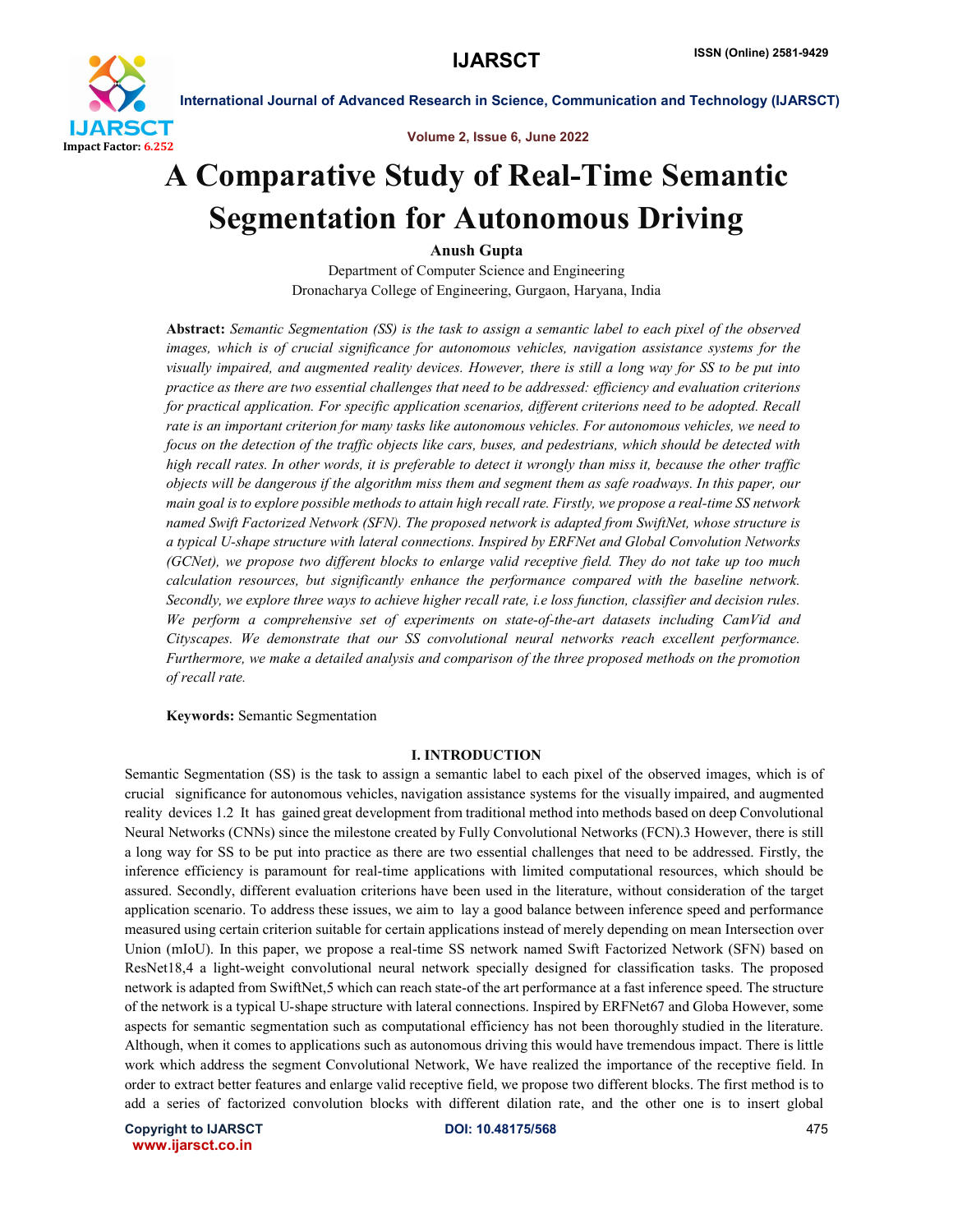# A Comparative Study of Real-Time Semantic Segmentation for Autonomous Driving

**Anush Gupta**

Department of Computer Science and Engineering

Dronacharya College of Engineering, Gurgaon, Haryana, India

**Abstract:** *Semantic Segmentation (SS) is the task to assign a semantic label to each pixel of the observed images, which is of crucial significance for autonomous vehicles, navigation assistance systems for the visually impaired, and augmented reality devices. However, there is still a long way for SS to be put into practice as there are two essential challenges that need to be addressed: efficiency and evaluation criterions for practical application. For specific application scenarios, different criterions need to be adopted. Recall rate is an important criterion for many tasks like autonomous vehicles. For autonomous vehicles, we need to focus on the detection of the traffic objects like cars, buses, and pedestrians, which should be detected with high recall rates. In other words, it is preferable to detect it wrongly than miss it, because the other traffic objects will be dangerous if the algorithm miss them and segment them as safe roadways. In this paper, our main goal is to explore possible methods to attain high recall rate. Firstly, we propose a real-time SS network named Swift Factorized Network (SFN). The proposed network is adapted from SwiftNet, whose structure is a typical U-shape structure with lateral connections. Inspired by ERFNet and Global Convolution Networks (GCNet), we propose two different blocks to enlarge valid receptive field. They do not take up too much calculation resources, but significantly enhance the performance compared with the baseline network. Secondly, we explore three ways to achieve higher recall rate, i.e loss function, classifier and decision rules. We perform a comprehensive set of experiments on state-of-the-art datasets including CamVid and Cityscapes. We demonstrate that our SS convolutional neural networks reach excellent performance. Furthermore, we make a detailed analysis and comparison of the three proposed methods on the promotion of recall rate.*

**Keywords:** Semantic Segmentation

## I. INTRODUCTION

Semantic Segmentation (SS) is the task to assign a semantic label to each pixel of the observed images, which is of crucial significance for autonomous vehicles, navigation assistance systems for the visually impaired, and augmented reality devices 1.2 It has gained great development from traditional method into methods based on deep Convolutional Neural Networks (CNNs) since the milestone created by Fully Convolutional Networks (FCN).3 However, there is still a long way for SS to be put into practice as there are two essential challenges that need to be addressed. Firstly, the inference efficiency is paramount for real-time applications with limited computational resources, which should be assured. Secondly, different evaluation criterions have been used in the literature, without consideration of the target application scenario. To address these issues, we aim to lay a good balance between inference speed and performance measured using certain criterion suitable for certain applications instead of merely depending on mean Intersection over Union (mIoU). In this paper, we propose a real-time SS network named Swift Factorized Network (SFN) based on ResNet18,4 a light-weight convolutional neural network specially designed for classification tasks. The proposed network is adapted from SwiftNet,5 which can reach state-of the art performance at a fast inference speed. The structure of the network is a typical U-shape structure with lateral connections. Inspired by ERFNet67 and Globa However, some aspects for semantic segmentation such as computational efficiency has not been thoroughly studied in the literature. Although, when it comes to applications such as autonomous driving this would have tremendous impact. There is little work which address the segment Convolutional Network, We have realized the importance of the receptive field. In order to extract better features and enlarge valid receptive field, we propose two different blocks. The first method is to add a series of factorized convolution blocks with different dilation rate, and the other one is to insert global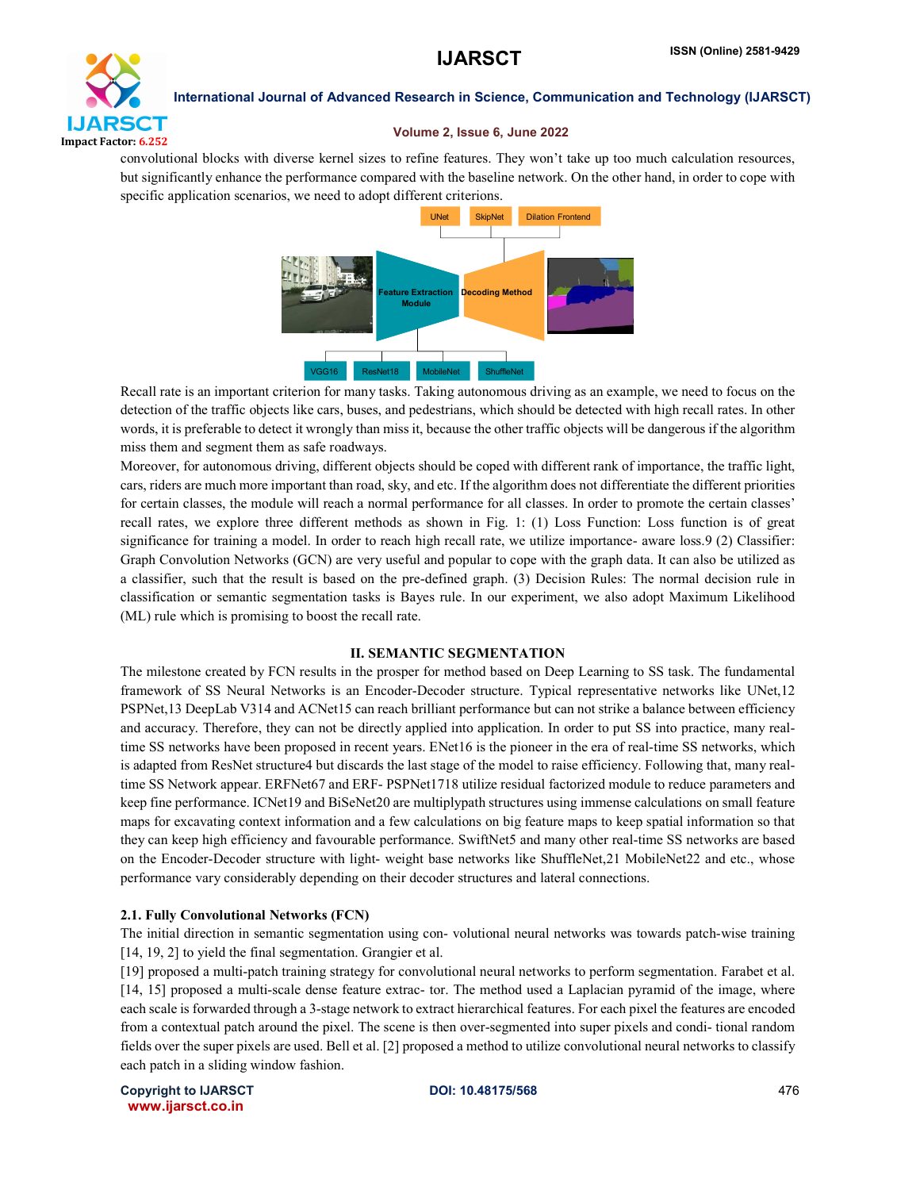convolutional blocks with diverse kernel sizes to refine features. They won't take up too much calculation resources, but significantly enhance the performance compared with the baseline network. On the other hand, in order to cope with specific application scenarios, we need to adopt different criterions.

Recall rate is an important criterion for many tasks. Taking autonomous driving as an example, we need to focus on the detection of the traffic objects like cars, buses, and pedestrians, which should be detected with high recall rates. In other words, it is preferable to detect it wrongly than miss it, because the other traffic objects will be dangerous if the algorithm miss them and segment them as safe roadways.

Moreover, for autonomous driving, different objects should be coped with different rank of importance, the traffic light, cars, riders are much more important than road, sky, and etc. If the algorithm does not differentiate the different priorities for certain classes, the module will reach a normal performance for all classes. In order to promote the certain classes' recall rates, we explore three different methods as shown in Fig. 1: (1) Loss Function: Loss function is of great significance for training a model. In order to reach high recall rate, we utilize importance- aware loss.9 (2) Classifier: Graph Convolution Networks (GCN) are very useful and popular to cope with the graph data. It can also be utilized as a classifier, such that the result is based on the pre-defined graph. (3) Decision Rules: The normal decision rule in classification or semantic segmentation tasks is Bayes rule. In our experiment, we also adopt Maximum Likelihood (ML) rule which is promising to boost the recall rate.

## II. SEMANTIC SEGMENTATION

The milestone created by FCN results in the prosper for method based on Deep Learning to SS task. The fundamental framework of SS Neural Networks is an Encoder-Decoder structure. Typical representative networks like UNet,12 PSPNet,13 DeepLab V314 and ACNet15 can reach brilliant performance but can not strike a balance between efficiency and accuracy. Therefore, they can not be directly applied into application. In order to put SS into practice, many real-time SS networks have been proposed in recent years. ENet16 is the pioneer in the era of real-time SS networks, which is adapted from ResNet structure4 but discards the last stage of the model to raise efficiency. Following that, many real-time SS Network appear. ERFNet67 and ERF- PSPNet1718 utilize residual factorized module to reduce parameters and keep fine performance. ICNet19 and BiSeNet20 are multiplypath structures using immense calculations on small feature maps for excavating context information and a few calculations on big feature maps to keep spatial information so that they can keep high efficiency and favourable performance. SwiftNet5 and many other real-time SS networks are based on the Encoder-Decoder structure with light- weight base networks like ShuffleNet,21 MobileNet22 and etc., whose performance vary considerably depending on their decoder structures and lateral connections.

### 2.1. Fully Convolutional Networks (FCN)

The initial direction in semantic segmentation using con- volutional neural networks was towards patch-wise training [14, 19, 2] to yield the final segmentation. Grangier et al. [19] proposed a multi-patch training strategy for convolutional neural networks to perform segmentation. Farabet et al. [14, 15] proposed a multi-scale dense feature extrac- tor. The method used a Laplacian pyramid of the image, where each scale is forwarded through a 3-stage network to extract hierarchical features. For each pixel the features are encoded from a contextual patch around the pixel. The scene is then over-segmented into super pixels and condi- tional random fields over the super pixels are used. Bell et al. [2] proposed a method to utilize convolutional neural networks to classify each patch in a sliding window fashion.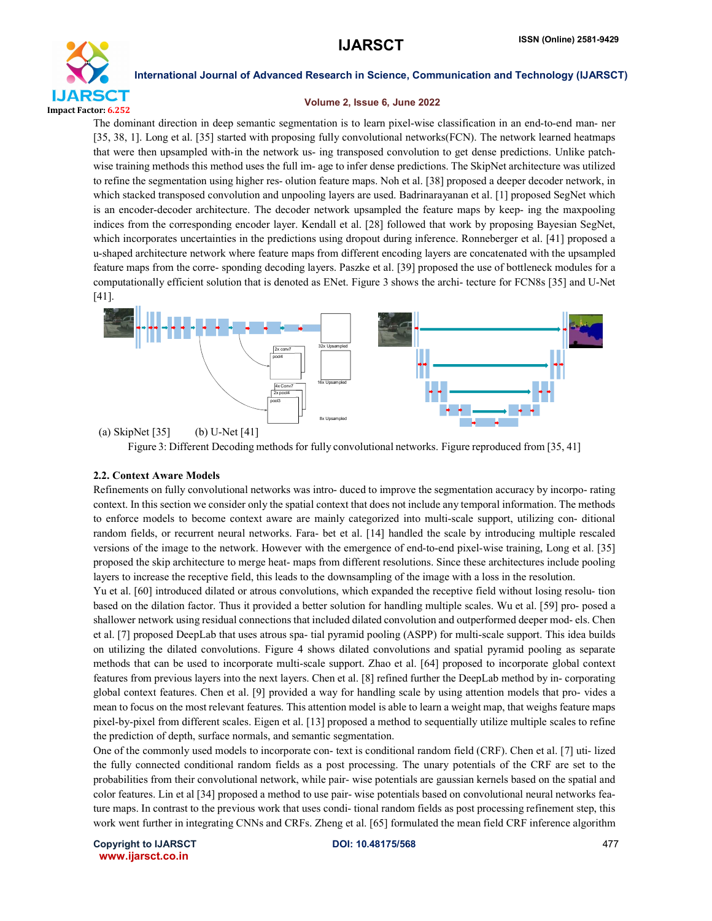The dominant direction in deep semantic segmentation is to learn pixel-wise classification in an end-to-end man- ner [35, 38, 1]. Long et al. [35] started with proposing fully convolutional networks(FCN). The network learned heatmaps that were then upsampled with-in the network us- ing transposed convolution to get dense predictions. Unlike patch-wise training methods this method uses the full im- age to infer dense predictions. The SkipNet architecture was utilized to refine the segmentation using higher res- olution feature maps. Noh et al. [38] proposed a deeper decoder network, in which stacked transposed convolution and unpooling layers are used. Badrinarayanan et al. [1] proposed SegNet which is an encoder-decoder architecture. The decoder network upsampled the feature maps by keep- ing the maxpooling indices from the corresponding encoder layer. Kendall et al. [28] followed that work by proposing Bayesian SegNet, which incorporates uncertainties in the predictions using dropout during inference. Ronneberger et al. [41] proposed a u-shaped architecture network where feature maps from different encoding layers are concatenated with the upsampled feature maps from the corre- sponding decoding layers. Paszke et al. [39] proposed the use of bottleneck modules for a computationally efficient solution that is denoted as ENet. Figure 3 shows the archi- tecture for FCN8s [35] and U-Net [41].

(a) SkipNet [35]  (b) U-Net [41]

Figure 3: Different Decoding methods for fully convolutional networks. Figure reproduced from [35, 41]

### 2.2. Context Aware Models

Refinements on fully convolutional networks was intro- duced to improve the segmentation accuracy by incorpo- rating context. In this section we consider only the spatial context that does not include any temporal information. The methods to enforce models to become context aware are mainly categorized into multi-scale support, utilizing con- ditional random fields, or recurrent neural networks. Fara- bet et al. [14] handled the scale by introducing multiple rescaled versions of the image to the network. However with the emergence of end-to-end pixel-wise training, Long et al. [35] proposed the skip architecture to merge heat- maps from different resolutions. Since these architectures include pooling layers to increase the receptive field, this leads to the downsampling of the image with a loss in the resolution.

Yu et al. [60] introduced dilated or atrous convolutions, which expanded the receptive field without losing resolu- tion based on the dilation factor. Thus it provided a better solution for handling multiple scales. Wu et al. [59] pro- posed a shallower network using residual connections that included dilated convolution and outperformed deeper mod- els. Chen et al. [7] proposed DeepLab that uses atrous spa- tial pyramid pooling (ASPP) for multi-scale support. This idea builds on utilizing the dilated convolutions. Figure 4 shows dilated convolutions and spatial pyramid pooling as separate methods that can be used to incorporate multi-scale support. Zhao et al. [64] proposed to incorporate global context features from previous layers into the next layers. Chen et al. [8] refined further the DeepLab method by in- corporating global context features. Chen et al. [9] provided a way for handling scale by using attention models that pro- vides a mean to focus on the most relevant features. This attention model is able to learn a weight map, that weighs feature maps pixel-by-pixel from different scales. Eigen et al. [13] proposed a method to sequentially utilize multiple scales to refine the prediction of depth, surface normals, and semantic segmentation.

One of the commonly used models to incorporate con- text is conditional random field (CRF). Chen et al. [7] uti- lized the fully connected conditional random fields as a post processing. The unary potentials of the CRF are set to the probabilities from their convolutional network, while pair- wise potentials are gaussian kernels based on the spatial and color features. Lin et al [34] proposed a method to use pair- wise potentials based on convolutional neural networks fea- ture maps. In contrast to the previous work that uses condi- tional random fields as post processing refinement step, this work went further in integrating CNNs and CRFs. Zheng et al. [65] formulated the mean field CRF inference algorithm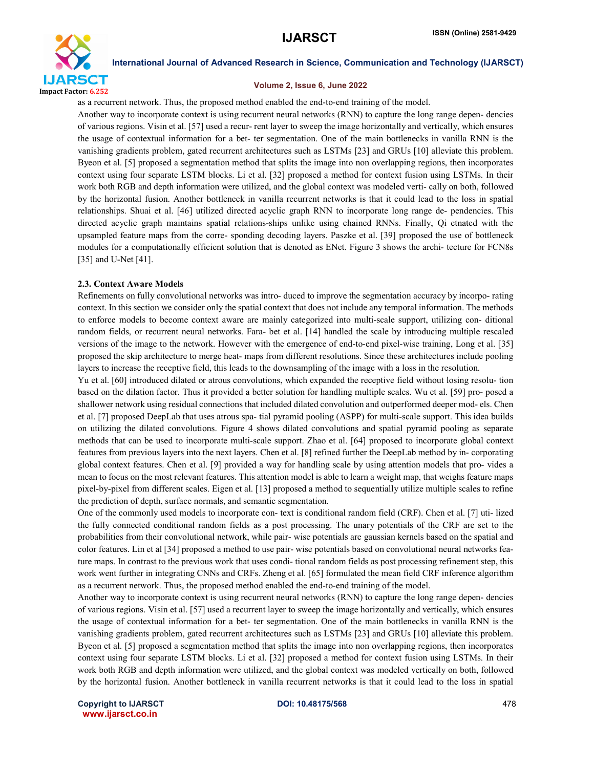as a recurrent network. Thus, the proposed method enabled the end-to-end training of the model.

Another way to incorporate context is using recurrent neural networks (RNN) to capture the long range depen- dencies of various regions. Visin et al. [57] used a recur- rent layer to sweep the image horizontally and vertically, which ensures the usage of contextual information for a bet- ter segmentation. One of the main bottlenecks in vanilla RNN is the vanishing gradients problem, gated recurrent architectures such as LSTMs [23] and GRUs [10] alleviate this problem. Byeon et al. [5] proposed a segmentation method that splits the image into non overlapping regions, then incorporates context using four separate LSTM blocks. Li et al. [32] proposed a method for context fusion using LSTMs. In their work both RGB and depth information were utilized, and the global context was modeled verti- cally on both, followed by the horizontal fusion. Another bottleneck in vanilla recurrent networks is that it could lead to the loss in spatial relationships. Shuai et al. [46] utilized directed acyclic graph RNN to incorporate long range de- pendencies. This directed acyclic graph maintains spatial relations-ships unlike using chained RNNs. Finally, Qi etnated with the upsampled feature maps from the corre- sponding decoding layers. Paszke et al. [39] proposed the use of bottleneck modules for a computationally efficient solution that is denoted as ENet. Figure 3 shows the archi- tecture for FCN8s [35] and U-Net [41].

### 2.3. Context Aware Models

Refinements on fully convolutional networks was intro- duced to improve the segmentation accuracy by incorpo- rating context. In this section we consider only the spatial context that does not include any temporal information. The methods to enforce models to become context aware are mainly categorized into multi-scale support, utilizing con- ditional random fields, or recurrent neural networks. Fara- bet et al. [14] handled the scale by introducing multiple rescaled versions of the image to the network. However with the emergence of end-to-end pixel-wise training, Long et al. [35] proposed the skip architecture to merge heat- maps from different resolutions. Since these architectures include pooling layers to increase the receptive field, this leads to the downsampling of the image with a loss in the resolution.

Yu et al. [60] introduced dilated or atrous convolutions, which expanded the receptive field without losing resolu- tion based on the dilation factor. Thus it provided a better solution for handling multiple scales. Wu et al. [59] pro- posed a shallower network using residual connections that included dilated convolution and outperformed deeper mod- els. Chen et al. [7] proposed DeepLab that uses atrous spa- tial pyramid pooling (ASPP) for multi-scale support. This idea builds on utilizing the dilated convolutions. Figure 4 shows dilated convolutions and spatial pyramid pooling as separate methods that can be used to incorporate multi-scale support. Zhao et al. [64] proposed to incorporate global context features from previous layers into the next layers. Chen et al. [8] refined further the DeepLab method by in- corporating global context features. Chen et al. [9] provided a way for handling scale by using attention models that pro- vides a mean to focus on the most relevant features. This attention model is able to learn a weight map, that weighs feature maps pixel-by-pixel from different scales. Eigen et al. [13] proposed a method to sequentially utilize multiple scales to refine the prediction of depth, surface normals, and semantic segmentation.

One of the commonly used models to incorporate con- text is conditional random field (CRF). Chen et al. [7] uti- lized the fully connected conditional random fields as a post processing. The unary potentials of the CRF are set to the probabilities from their convolutional network, while pair- wise potentials are gaussian kernels based on the spatial and color features. Lin et al [34] proposed a method to use pair- wise potentials based on convolutional neural networks fea- ture maps. In contrast to the previous work that uses condi- tional random fields as post processing refinement step, this work went further in integrating CNNs and CRFs. Zheng et al. [65] formulated the mean field CRF inference algorithm as a recurrent network. Thus, the proposed method enabled the end-to-end training of the model.

Another way to incorporate context is using recurrent neural networks (RNN) to capture the long range depen- dencies of various regions. Visin et al. [57] used a recurrent layer to sweep the image horizontally and vertically, which ensures the usage of contextual information for a bet- ter segmentation. One of the main bottlenecks in vanilla RNN is the vanishing gradients problem, gated recurrent architectures such as LSTMs [23] and GRUs [10] alleviate this problem. Byeon et al. [5] proposed a segmentation method that splits the image into non overlapping regions, then incorporates context using four separate LSTM blocks. Li et al. [32] proposed a method for context fusion using LSTMs. In their work both RGB and depth information were utilized, and the global context was modeled vertically on both, followed by the horizontal fusion. Another bottleneck in vanilla recurrent networks is that it could lead to the loss in spatial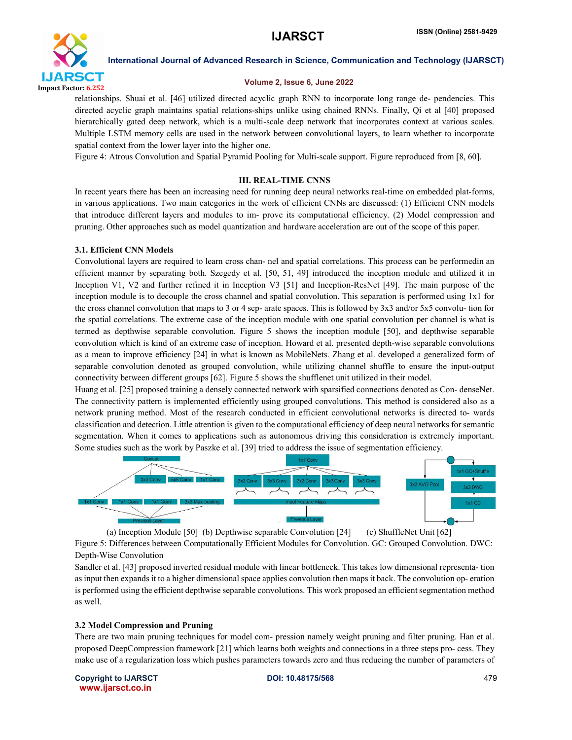relationships. Shuai et al. [46] utilized directed acyclic graph RNN to incorporate long range de- pendencies. This directed acyclic graph maintains spatial relations-ships unlike using chained RNNs. Finally, Qi et al [40] proposed hierarchically gated deep network, which is a multi-scale deep network that incorporates context at various scales. Multiple LSTM memory cells are used in the network between convolutional layers, to learn whether to incorporate spatial context from the lower layer into the higher one.

Figure 4: Atrous Convolution and Spatial Pyramid Pooling for Multi-scale support. Figure reproduced from [8, 60].

## III. REAL-TIME CNNS

In recent years there has been an increasing need for running deep neural networks real-time on embedded plat-forms, in various applications. Two main categories in the work of efficient CNNs are discussed: (1) Efficient CNN models that introduce different layers and modules to im- prove its computational efficiency. (2) Model compression and pruning. Other approaches such as model quantization and hardware acceleration are out of the scope of this paper.

### 3.1. Efficient CNN Models

Convolutional layers are required to learn cross chan- nel and spatial correlations. This process can be performedin an efficient manner by separating both. Szegedy et al. [50, 51, 49] introduced the inception module and utilized it in Inception V1, V2 and further refined it in Inception V3 [51] and Inception-ResNet [49]. The main purpose of the inception module is to decouple the cross channel and spatial convolution. This separation is performed using 1x1 for the cross channel convolution that maps to 3 or 4 sep- arate spaces. This is followed by 3x3 and/or 5x5 convolu- tion for the spatial correlations. The extreme case of the inception module with one spatial convolution per channel is what is termed as depthwise separable convolution. Figure 5 shows the inception module [50], and depthwise separable convolution which is kind of an extreme case of inception. Howard et al. presented depth-wise separable convolutions as a mean to improve efficiency [24] in what is known as MobileNets. Zhang et al. developed a generalized form of separable convolution denoted as grouped convolution, while utilizing channel shuffle to ensure the input-output connectivity between different groups [62]. Figure 5 shows the shufflenet unit utilized in their model.

Huang et al. [25] proposed training a densely connected network with sparsified connections denoted as Con- denseNet. The connectivity pattern is implemented efficiently using grouped convolutions. This method is considered also as a network pruning method. Most of the research conducted in efficient convolutional networks is directed to- wards classification and detection. Little attention is given to the computational efficiency of deep neural networks for semantic segmentation. When it comes to applications such as autonomous driving this consideration is extremely important. Some studies such as the work by Paszke et al. [39] tried to address the issue of segmentation efficiency.

(a) Inception Module [50] (b) Depthwise separable Convolution [24] (c) ShuffleNet Unit [62]

Figure 5: Differences between Computationally Efficient Modules for Convolution. GC: Grouped Convolution. DWC: Depth-Wise Convolution

Sandler et al. [43] proposed inverted residual module with linear bottleneck. This takes low dimensional representa- tion as input then expands it to a higher dimensional space applies convolution then maps it back. The convolution op- eration is performed using the efficient depthwise separable convolutions. This work proposed an efficient segmentation method as well.

### 3.2 Model Compression and Pruning

There are two main pruning techniques for model com- pression namely weight pruning and filter pruning. Han et al. proposed DeepCompression framework [21] which learns both weights and connections in a three steps pro- cess. They make use of a regularization loss which pushes parameters towards zero and thus reducing the number of parameters of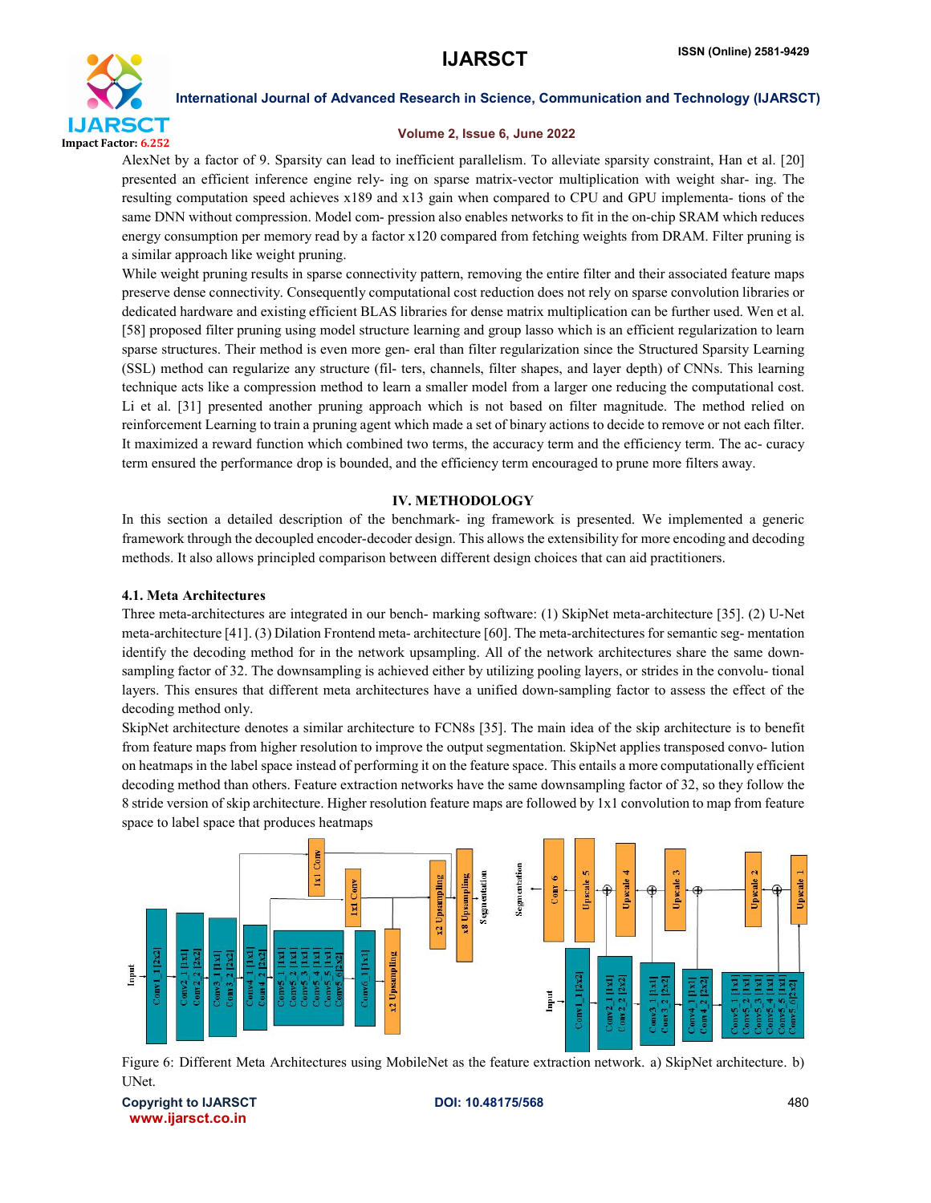AlexNet by a factor of 9. Sparsity can lead to inefficient parallelism. To alleviate sparsity constraint, Han et al. [20] presented an efficient inference engine rely- ing on sparse matrix-vector multiplication with weight shar- ing. The resulting computation speed achieves x189 and x13 gain when compared to CPU and GPU implementa- tions of the same DNN without compression. Model com- pression also enables networks to fit in the on-chip SRAM which reduces energy consumption per memory read by a factor x120 compared from fetching weights from DRAM. Filter pruning is a similar approach like weight pruning.

While weight pruning results in sparse connectivity pattern, removing the entire filter and their associated feature maps preserve dense connectivity. Consequently computational cost reduction does not rely on sparse convolution libraries or dedicated hardware and existing efficient BLAS libraries for dense matrix multiplication can be further used. Wen et al. [58] proposed filter pruning using model structure learning and group lasso which is an efficient regularization to learn sparse structures. Their method is even more gen- eral than filter regularization since the Structured Sparsity Learning (SSL) method can regularize any structure (fil- ters, channels, filter shapes, and layer depth) of CNNs. This learning technique acts like a compression method to learn a smaller model from a larger one reducing the computational cost. Li et al. [31] presented another pruning approach which is not based on filter magnitude. The method relied on reinforcement Learning to train a pruning agent which made a set of binary actions to decide to remove or not each filter. It maximized a reward function which combined two terms, the accuracy term and the efficiency term. The ac- curacy term ensured the performance drop is bounded, and the efficiency term encouraged to prune more filters away.

## IV. METHODOLOGY

In this section a detailed description of the benchmark- ing framework is presented. We implemented a generic framework through the decoupled encoder-decoder design. This allows the extensibility for more encoding and decoding methods. It also allows principled comparison between different design choices that can aid practitioners.

### 4.1. Meta Architectures

Three meta-architectures are integrated in our bench- marking software: (1) SkipNet meta-architecture [35]. (2) U-Net meta-architecture [41]. (3) Dilation Frontend meta- architecture [60]. The meta-architectures for semantic seg- mentation identify the decoding method for in the network upsampling. All of the network architectures share the same down- sampling factor of 32. The downsampling is achieved either by utilizing pooling layers, or strides in the convolu- tional layers. This ensures that different meta architectures have a unified down-sampling factor to assess the effect of the decoding method only.

SkipNet architecture denotes a similar architecture to FCN8s [35]. The main idea of the skip architecture is to benefit from feature maps from higher resolution to improve the output segmentation. SkipNet applies transposed convo- lution on heatmaps in the label space instead of performing it on the feature space. This entails a more computationally efficient decoding method than others. Feature extraction networks have the same downsampling factor of 32, so they follow the 8 stride version of skip architecture. Higher resolution feature maps are followed by 1x1 convolution to map from feature space to label space that produces heatmaps

Figure 6: Different Meta Architectures using MobileNet as the feature extraction network. a) SkipNet architecture. b) UNet.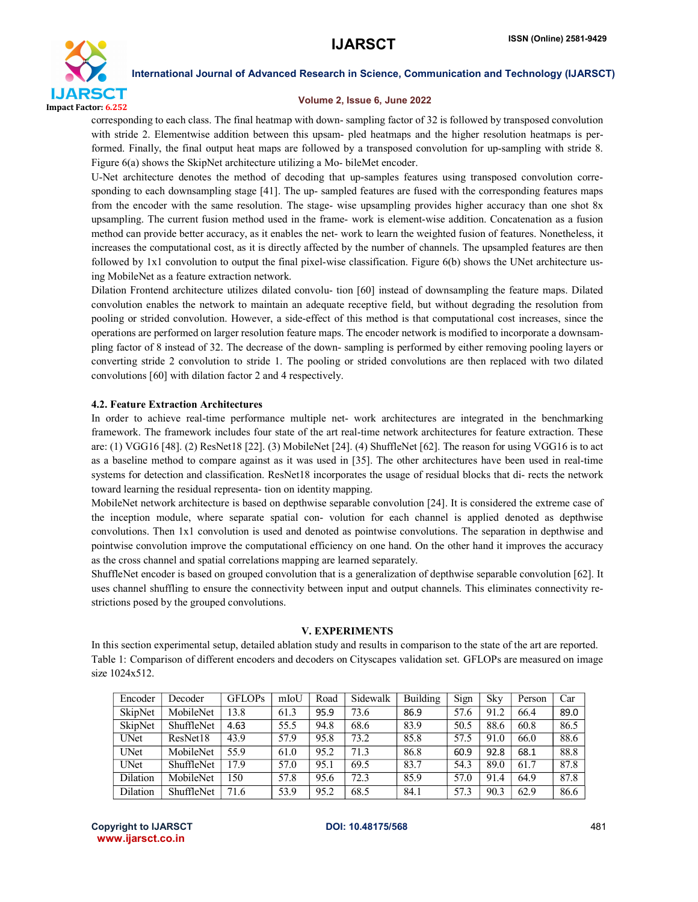corresponding to each class. The final heatmap with down- sampling factor of 32 is followed by transposed convolution with stride 2. Elementwise addition between this upsam- pled heatmaps and the higher resolution heatmaps is per- formed. Finally, the final output heat maps are followed by a transposed convolution for up-sampling with stride 8. Figure 6(a) shows the SkipNet architecture utilizing a Mo- bileMet encoder.

U-Net architecture denotes the method of decoding that up-samples features using transposed convolution corre- sponding to each downsampling stage [41]. The up- sampled features are fused with the corresponding features maps from the encoder with the same resolution. The stage- wise upsampling provides higher accuracy than one shot 8x upsampling. The current fusion method used in the frame- work is element-wise addition. Concatenation as a fusion method can provide better accuracy, as it enables the net- work to learn the weighted fusion of features. Nonetheless, it increases the computational cost, as it is directly affected by the number of channels. The upsampled features are then followed by 1x1 convolution to output the final pixel-wise classification. Figure 6(b) shows the UNet architecture us- ing MobileNet as a feature extraction network.

Dilation Frontend architecture utilizes dilated convolu- tion [60] instead of downsampling the feature maps. Dilated convolution enables the network to maintain an adequate receptive field, but without degrading the resolution from pooling or strided convolution. However, a side-effect of this method is that computational cost increases, since the operations are performed on larger resolution feature maps. The encoder network is modified to incorporate a downsam- pling factor of 8 instead of 32. The decrease of the down- sampling is performed by either removing pooling layers or converting stride 2 convolution to stride 1. The pooling or strided convolutions are then replaced with two dilated convolutions [60] with dilation factor 2 and 4 respectively.

### 4.2. Feature Extraction Architectures

In order to achieve real-time performance multiple net- work architectures are integrated in the benchmarking framework. The framework includes four state of the art real-time network architectures for feature extraction. These are: (1) VGG16 [48]. (2) ResNet18 [22]. (3) MobileNet [24]. (4) ShuffleNet [62]. The reason for using VGG16 is to act as a baseline method to compare against as it was used in [35]. The other architectures have been used in real-time systems for detection and classification. ResNet18 incorporates the usage of residual blocks that di- rects the network toward learning the residual representa- tion on identity mapping.

MobileNet network architecture is based on depthwise separable convolution [24]. It is considered the extreme case of the inception module, where separate spatial con- volution for each channel is applied denoted as depthwise convolutions. Then 1x1 convolution is used and denoted as pointwise convolutions. The separation in depthwise and pointwise convolution improve the computational efficiency on one hand. On the other hand it improves the accuracy as the cross channel and spatial correlations mapping are learned separately.

ShuffleNet encoder is based on grouped convolution that is a generalization of depthwise separable convolution [62]. It uses channel shuffling to ensure the connectivity between input and output channels. This eliminates connectivity re- strictions posed by the grouped convolutions.

## V. EXPERIMENTS

In this section experimental setup, detailed ablation study and results in comparison to the state of the art are reported.

Table 1: Comparison of different encoders and decoders on Cityscapes validation set. GFLOPs are measured on image size 1024x512.

| Encoder | Decoder | GFLOPs | mIoU | Road | Sidewalk | Building | Sign | Sky | Person | Car |
|---|---|---|---|---|---|---|---|---|---|---|
| SkipNet | MobileNet | 13.8 | 61.3 | 95.9 | 73.6 | 86.9 | 57.6 | 91.2 | 66.4 | 89.0 |
| SkipNet | ShuffleNet | 4.63 | 55.5 | 94.8 | 68.6 | 83.9 | 50.5 | 88.6 | 60.8 | 86.5 |
| UNet | ResNet18 | 43.9 | 57.9 | 95.8 | 73.2 | 85.8 | 57.5 | 91.0 | 66.0 | 88.6 |
| UNet | MobileNet | 55.9 | 61.0 | 95.2 | 71.3 | 86.8 | 60.9 | 92.8 | 68.1 | 88.8 |
| UNet | ShuffleNet | 17.9 | 57.0 | 95.1 | 69.5 | 83.7 | 54.3 | 89.0 | 61.7 | 87.8 |
| Dilation | MobileNet | 150 | 57.8 | 95.6 | 72.3 | 85.9 | 57.0 | 91.4 | 64.9 | 87.8 |
| Dilation | ShuffleNet | 71.6 | 53.9 | 95.2 | 68.5 | 84.1 | 57.3 | 90.3 | 62.9 | 86.6 |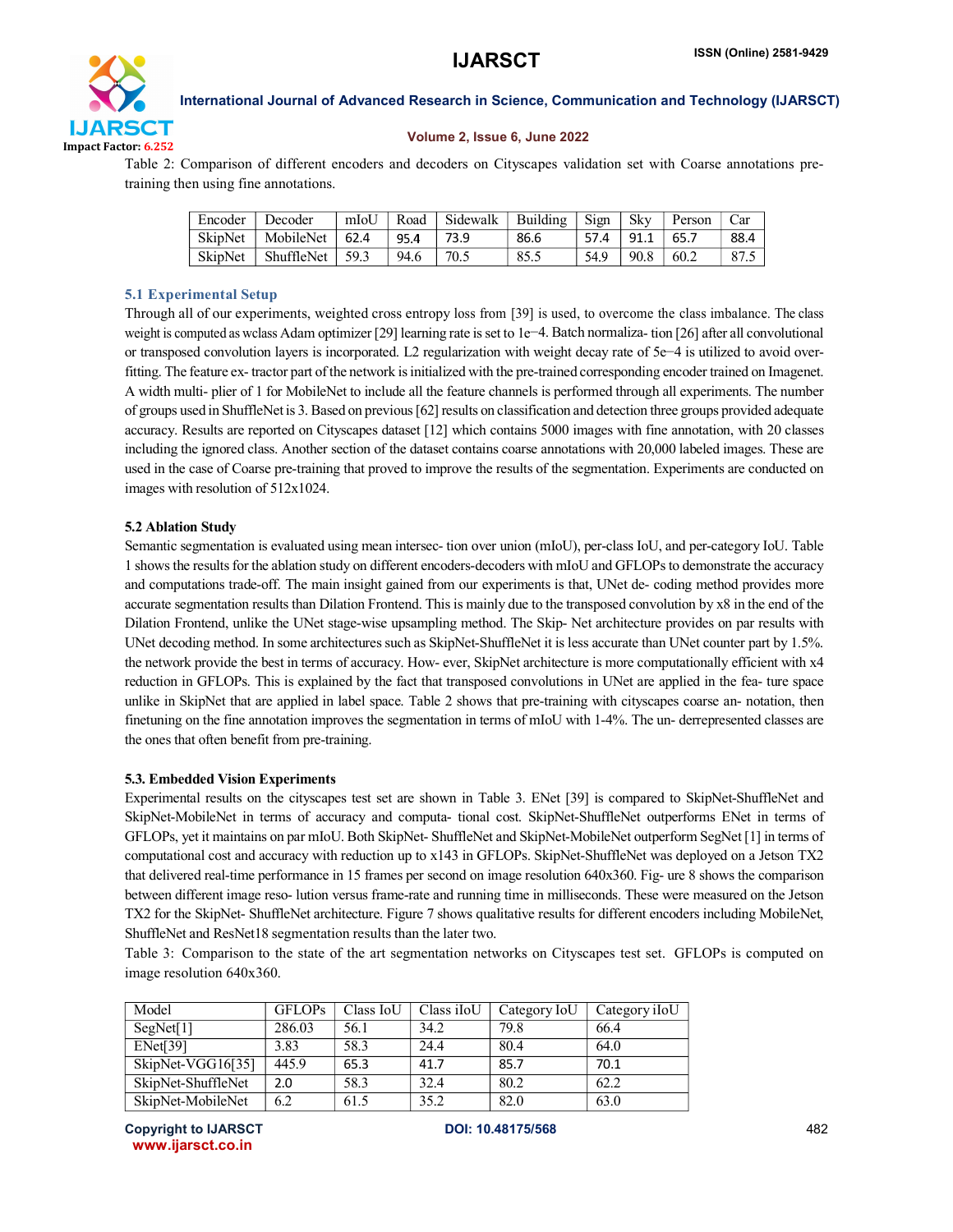Table 2: Comparison of different encoders and decoders on Cityscapes validation set with Coarse annotations pre-training then using fine annotations.

| Encoder | Decoder | mIoU | Road | Sidewalk | Building | Sign | Sky | Person | Car |
|---|---|---|---|---|---|---|---|---|---|
| SkipNet | MobileNet | 62.4 | 95.4 | 73.9 | 86.6 | 57.4 | 91.1 | 65.7 | 88.4 |
| SkipNet | ShuffleNet | 59.3 | 94.6 | 70.5 | 85.5 | 54.9 | 90.8 | 60.2 | 87.5 |

### 5.1 Experimental Setup

Through all of our experiments, weighted cross entropy loss from [39] is used, to overcome the class imbalance. The class weight is computed as wclass Adam optimizer [29] learning rate is set to 1e−4. Batch normaliza- tion [26] after all convolutional or transposed convolution layers is incorporated. L2 regularization with weight decay rate of 5e−4 is utilized to avoid over-fitting. The feature ex- tractor part of the network is initialized with the pre-trained corresponding encoder trained on Imagenet. A width multi- plier of 1 for MobileNet to include all the feature channels is performed through all experiments. The number of groups used in ShuffleNet is 3. Based on previous [62] results on classification and detection three groups provided adequate accuracy. Results are reported on Cityscapes dataset [12] which contains 5000 images with fine annotation, with 20 classes including the ignored class. Another section of the dataset contains coarse annotations with 20,000 labeled images. These are used in the case of Coarse pre-training that proved to improve the results of the segmentation. Experiments are conducted on images with resolution of 512x1024.

### 5.2 Ablation Study

Semantic segmentation is evaluated using mean intersec- tion over union (mIoU), per-class IoU, and per-category IoU. Table 1 shows the results for the ablation study on different encoders-decoders with mIoU and GFLOPs to demonstrate the accuracy and computations trade-off. The main insight gained from our experiments is that, UNet de- coding method provides more accurate segmentation results than Dilation Frontend. This is mainly due to the transposed convolution by x8 in the end of the Dilation Frontend, unlike the UNet stage-wise upsampling method. The Skip- Net architecture provides on par results with UNet decoding method. In some architectures such as SkipNet-ShuffleNet it is less accurate than UNet counter part by 1.5%. the network provide the best in terms of accuracy. How- ever, SkipNet architecture is more computationally efficient with x4 reduction in GFLOPs. This is explained by the fact that transposed convolutions in UNet are applied in the fea- ture space unlike in SkipNet that are applied in label space. Table 2 shows that pre-training with cityscapes coarse an- notation, then finetuning on the fine annotation improves the segmentation in terms of mIoU with 1-4%. The un- derrepresented classes are the ones that often benefit from pre-training.

### 5.3. Embedded Vision Experiments

Experimental results on the cityscapes test set are shown in Table 3. ENet [39] is compared to SkipNet-ShuffleNet and SkipNet-MobileNet in terms of accuracy and computa- tional cost. SkipNet-ShuffleNet outperforms ENet in terms of GFLOPs, yet it maintains on par mIoU. Both SkipNet- ShuffleNet and SkipNet-MobileNet outperform SegNet [1] in terms of computational cost and accuracy with reduction up to x143 in GFLOPs. SkipNet-ShuffleNet was deployed on a Jetson TX2 that delivered real-time performance in 15 frames per second on image resolution 640x360. Fig- ure 8 shows the comparison between different image reso- lution versus frame-rate and running time in milliseconds. These were measured on the Jetson TX2 for the SkipNet- ShuffleNet architecture. Figure 7 shows qualitative results for different encoders including MobileNet, ShuffleNet and ResNet18 segmentation results than the later two.

Table 3: Comparison to the state of the art segmentation networks on Cityscapes test set. GFLOPs is computed on image resolution 640x360.

| Model | GFLOPs | Class IoU | Class iIoU | Category IoU | Category iIoU |
|---|---|---|---|---|---|
| SegNet[1] | 286.03 | 56.1 | 34.2 | 79.8 | 66.4 |
| ENet[39] | 3.83 | 58.3 | 24.4 | 80.4 | 64.0 |
| SkipNet-VGG16[35] | 445.9 | 65.3 | 41.7 | 85.7 | 70.1 |
| SkipNet-ShuffleNet | 2.0 | 58.3 | 32.4 | 80.2 | 62.2 |
| SkipNet-MobileNet | 6.2 | 61.5 | 35.2 | 82.0 | 63.0 |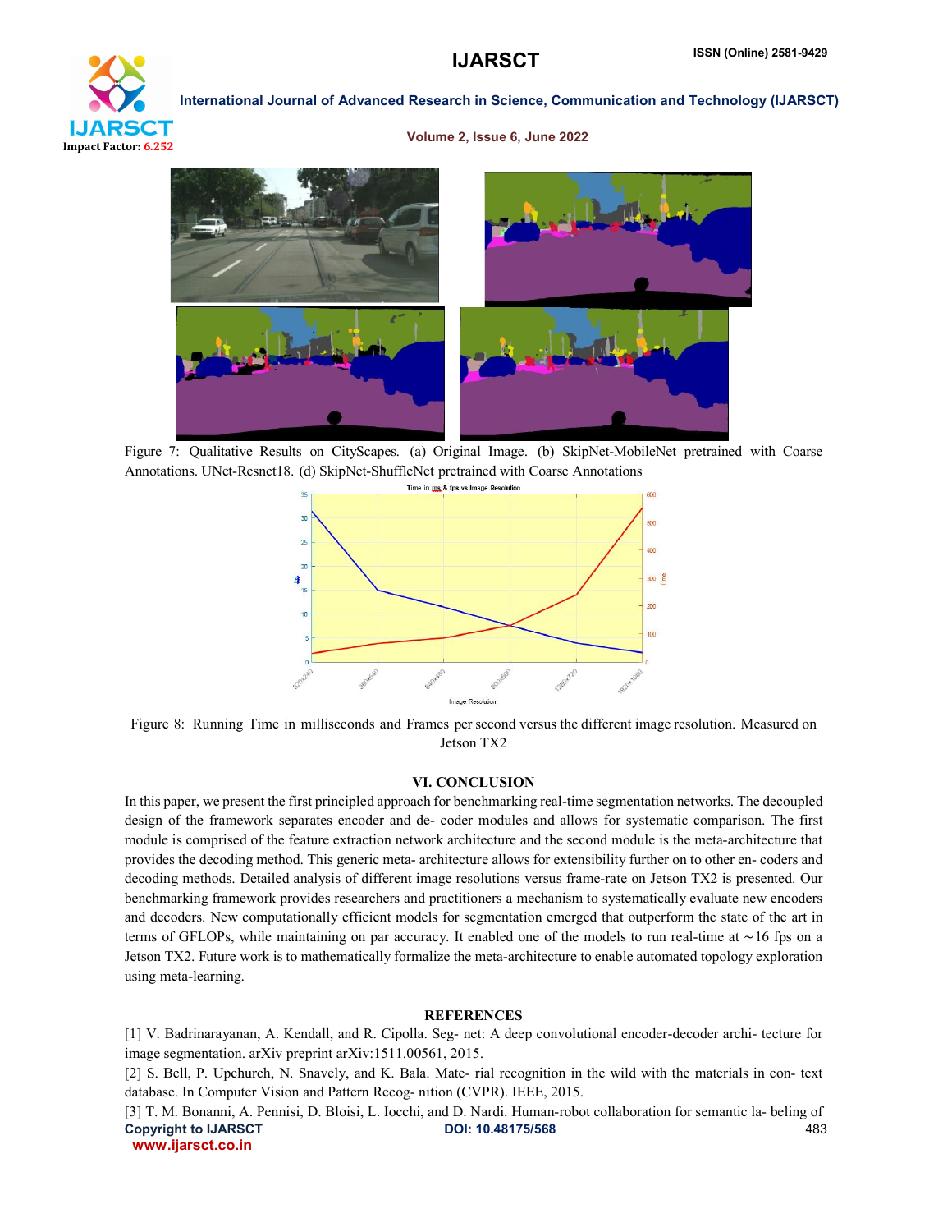Figure 7: Qualitative Results on CityScapes. (a) Original Image. (b) SkipNet-MobileNet pretrained with Coarse Annotations. UNet-Resnet18. (d) SkipNet-ShuffleNet pretrained with Coarse Annotations

Figure 8: Running Time in milliseconds and Frames per second versus the different image resolution. Measured on Jetson TX2

## VI. CONCLUSION

In this paper, we present the first principled approach for benchmarking real-time segmentation networks. The decoupled design of the framework separates encoder and de- coder modules and allows for systematic comparison. The first module is comprised of the feature extraction network architecture and the second module is the meta-architecture that provides the decoding method. This generic meta- architecture allows for extensibility further on to other en- coders and decoding methods. Detailed analysis of different image resolutions versus frame-rate on Jetson TX2 is presented. Our benchmarking framework provides researchers and practitioners a mechanism to systematically evaluate new encoders and decoders. New computationally efficient models for segmentation emerged that outperform the state of the art in terms of GFLOPs, while maintaining on par accuracy. It enabled one of the models to run real-time at ∼16 fps on a Jetson TX2. Future work is to mathematically formalize the meta-architecture to enable automated topology exploration using meta-learning.

## REFERENCES

[1] V. Badrinarayanan, A. Kendall, and R. Cipolla. Seg- net: A deep convolutional encoder-decoder archi- tecture for image segmentation. arXiv preprint arXiv:1511.00561, 2015.

[2] S. Bell, P. Upchurch, N. Snavely, and K. Bala. Mate- rial recognition in the wild with the materials in con- text database. In Computer Vision and Pattern Recog- nition (CVPR). IEEE, 2015.

[3] T. M. Bonanni, A. Pennisi, D. Bloisi, L. Iocchi, and D. Nardi. Human-robot collaboration for semantic la- beling of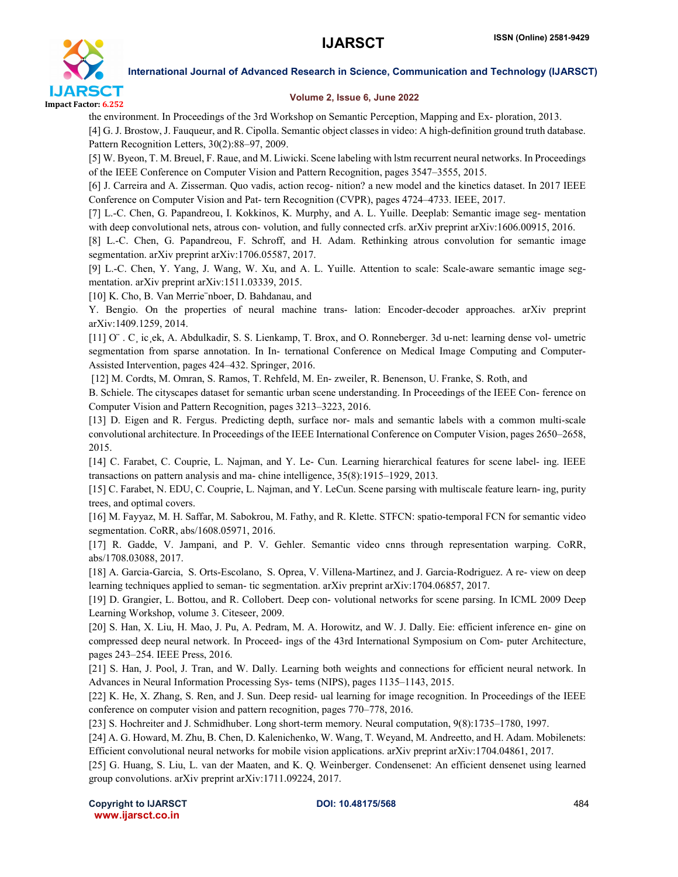the environment. In Proceedings of the 3rd Workshop on Semantic Perception, Mapping and Ex- ploration, 2013.

[4] G. J. Brostow, J. Fauqueur, and R. Cipolla. Semantic object classes in video: A high-definition ground truth database. Pattern Recognition Letters, 30(2):88–97, 2009.

[5] W. Byeon, T. M. Breuel, F. Raue, and M. Liwicki. Scene labeling with lstm recurrent neural networks. In Proceedings of the IEEE Conference on Computer Vision and Pattern Recognition, pages 3547–3555, 2015.

[6] J. Carreira and A. Zisserman. Quo vadis, action recog- nition? a new model and the kinetics dataset. In 2017 IEEE Conference on Computer Vision and Pat- tern Recognition (CVPR), pages 4724–4733. IEEE, 2017.

[7] L.-C. Chen, G. Papandreou, I. Kokkinos, K. Murphy, and A. L. Yuille. Deeplab: Semantic image seg- mentation with deep convolutional nets, atrous con- volution, and fully connected crfs. arXiv preprint arXiv:1606.00915, 2016.

[8] L.-C. Chen, G. Papandreou, F. Schroff, and H. Adam. Rethinking atrous convolution for semantic image segmentation. arXiv preprint arXiv:1706.05587, 2017.

[9] L.-C. Chen, Y. Yang, J. Wang, W. Xu, and A. L. Yuille. Attention to scale: Scale-aware semantic image seg- mentation. arXiv preprint arXiv:1511.03339, 2015.

[10] K. Cho, B. Van Merrie¨nboer, D. Bahdanau, and

Y. Bengio. On the properties of neural machine trans- lation: Encoder-decoder approaches. arXiv preprint arXiv:1409.1259, 2014.

[11] O¨ . C¸ ic¸ek, A. Abdulkadir, S. S. Lienkamp, T. Brox, and O. Ronneberger. 3d u-net: learning dense vol- umetric segmentation from sparse annotation. In In- ternational Conference on Medical Image Computing and Computer-Assisted Intervention, pages 424–432. Springer, 2016.

[12] M. Cordts, M. Omran, S. Ramos, T. Rehfeld, M. En- zweiler, R. Benenson, U. Franke, S. Roth, and

B. Schiele. The cityscapes dataset for semantic urban scene understanding. In Proceedings of the IEEE Con- ference on Computer Vision and Pattern Recognition, pages 3213–3223, 2016.

[13] D. Eigen and R. Fergus. Predicting depth, surface nor- mals and semantic labels with a common multi-scale convolutional architecture. In Proceedings of the IEEE International Conference on Computer Vision, pages 2650–2658, 2015.

[14] C. Farabet, C. Couprie, L. Najman, and Y. Le- Cun. Learning hierarchical features for scene label- ing. IEEE transactions on pattern analysis and ma- chine intelligence, 35(8):1915–1929, 2013.

[15] C. Farabet, N. EDU, C. Couprie, L. Najman, and Y. LeCun. Scene parsing with multiscale feature learn- ing, purity trees, and optimal covers.

[16] M. Fayyaz, M. H. Saffar, M. Sabokrou, M. Fathy, and R. Klette. STFCN: spatio-temporal FCN for semantic video segmentation. CoRR, abs/1608.05971, 2016.

[17] R. Gadde, V. Jampani, and P. V. Gehler. Semantic video cnns through representation warping. CoRR, abs/1708.03088, 2017.

[18] A. Garcia-Garcia, S. Orts-Escolano, S. Oprea, V. Villena-Martinez, and J. Garcia-Rodriguez. A re- view on deep learning techniques applied to seman- tic segmentation. arXiv preprint arXiv:1704.06857, 2017.

[19] D. Grangier, L. Bottou, and R. Collobert. Deep con- volutional networks for scene parsing. In ICML 2009 Deep Learning Workshop, volume 3. Citeseer, 2009.

[20] S. Han, X. Liu, H. Mao, J. Pu, A. Pedram, M. A. Horowitz, and W. J. Dally. Eie: efficient inference en- gine on compressed deep neural network. In Proceed- ings of the 43rd International Symposium on Com- puter Architecture, pages 243–254. IEEE Press, 2016.

[21] S. Han, J. Pool, J. Tran, and W. Dally. Learning both weights and connections for efficient neural network. In Advances in Neural Information Processing Sys- tems (NIPS), pages 1135–1143, 2015.

[22] K. He, X. Zhang, S. Ren, and J. Sun. Deep resid- ual learning for image recognition. In Proceedings of the IEEE conference on computer vision and pattern recognition, pages 770–778, 2016.

[23] S. Hochreiter and J. Schmidhuber. Long short-term memory. Neural computation, 9(8):1735–1780, 1997.

[24] A. G. Howard, M. Zhu, B. Chen, D. Kalenichenko, W. Wang, T. Weyand, M. Andreetto, and H. Adam. Mobilenets: Efficient convolutional neural networks for mobile vision applications. arXiv preprint arXiv:1704.04861, 2017.

[25] G. Huang, S. Liu, L. van der Maaten, and K. Q. Weinberger. Condensenet: An efficient densenet using learned group convolutions. arXiv preprint arXiv:1711.09224, 2017.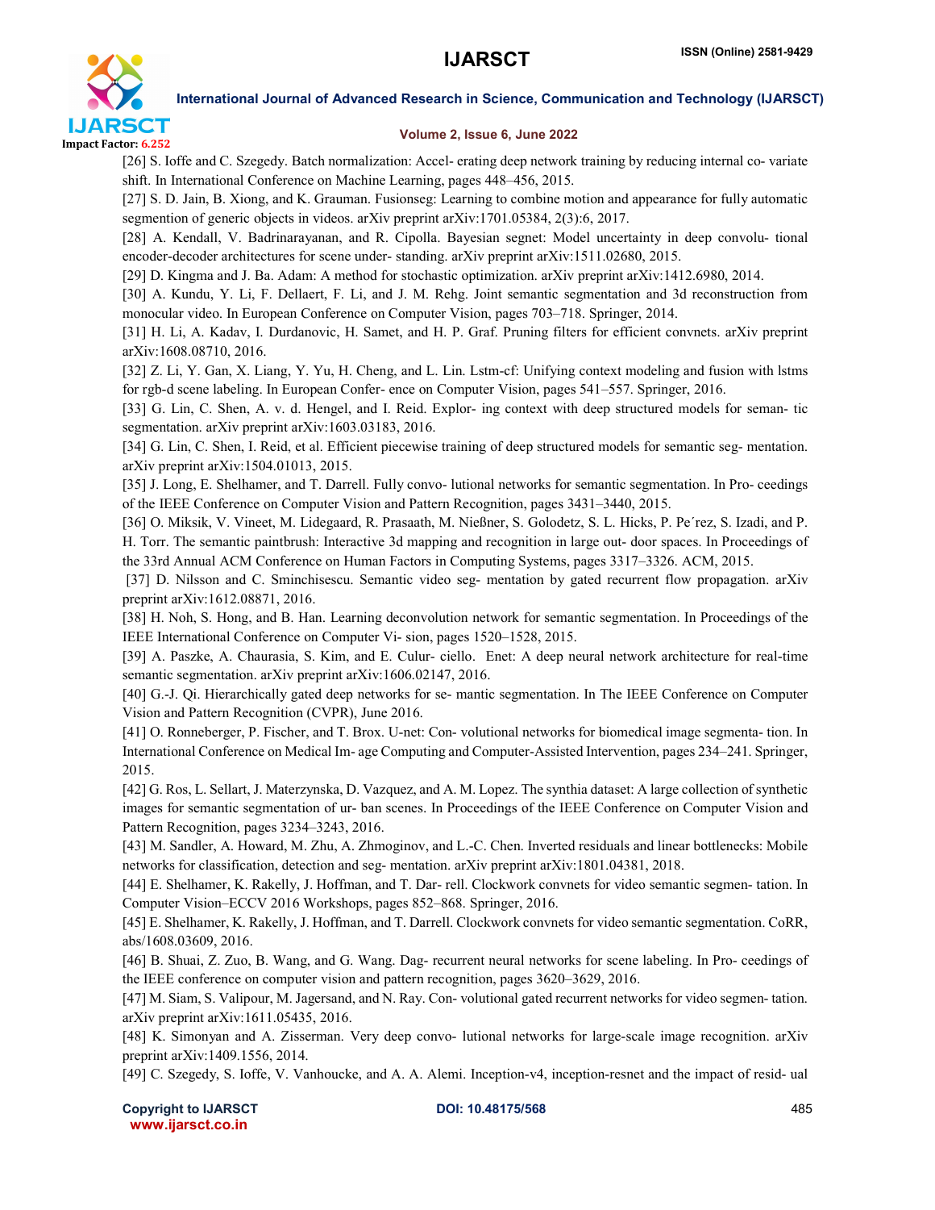[26] S. Ioffe and C. Szegedy. Batch normalization: Accel- erating deep network training by reducing internal co- variate shift. In International Conference on Machine Learning, pages 448–456, 2015.

[27] S. D. Jain, B. Xiong, and K. Grauman. Fusionseg: Learning to combine motion and appearance for fully automatic segmention of generic objects in videos. arXiv preprint arXiv:1701.05384, 2(3):6, 2017.

[28] A. Kendall, V. Badrinarayanan, and R. Cipolla. Bayesian segnet: Model uncertainty in deep convolu- tional encoder-decoder architectures for scene under- standing. arXiv preprint arXiv:1511.02680, 2015.

[29] D. Kingma and J. Ba. Adam: A method for stochastic optimization. arXiv preprint arXiv:1412.6980, 2014.

[30] A. Kundu, Y. Li, F. Dellaert, F. Li, and J. M. Rehg. Joint semantic segmentation and 3d reconstruction from monocular video. In European Conference on Computer Vision, pages 703–718. Springer, 2014.

[31] H. Li, A. Kadav, I. Durdanovic, H. Samet, and H. P. Graf. Pruning filters for efficient convnets. arXiv preprint arXiv:1608.08710, 2016.

[32] Z. Li, Y. Gan, X. Liang, Y. Yu, H. Cheng, and L. Lin. Lstm-cf: Unifying context modeling and fusion with lstms for rgb-d scene labeling. In European Confer- ence on Computer Vision, pages 541–557. Springer, 2016.

[33] G. Lin, C. Shen, A. v. d. Hengel, and I. Reid. Explor- ing context with deep structured models for seman- tic segmentation. arXiv preprint arXiv:1603.03183, 2016.

[34] G. Lin, C. Shen, I. Reid, et al. Efficient piecewise training of deep structured models for semantic seg- mentation. arXiv preprint arXiv:1504.01013, 2015.

[35] J. Long, E. Shelhamer, and T. Darrell. Fully convo- lutional networks for semantic segmentation. In Pro- ceedings of the IEEE Conference on Computer Vision and Pattern Recognition, pages 3431–3440, 2015.

[36] O. Miksik, V. Vineet, M. Lidegaard, R. Prasaath, M. Nießner, S. Golodetz, S. L. Hicks, P. Pe´rez, S. Izadi, and P. H. Torr. The semantic paintbrush: Interactive 3d mapping and recognition in large out- door spaces. In Proceedings of the 33rd Annual ACM Conference on Human Factors in Computing Systems, pages 3317–3326. ACM, 2015.

[37] D. Nilsson and C. Sminchisescu. Semantic video seg- mentation by gated recurrent flow propagation. arXiv preprint arXiv:1612.08871, 2016.

[38] H. Noh, S. Hong, and B. Han. Learning deconvolution network for semantic segmentation. In Proceedings of the IEEE International Conference on Computer Vi- sion, pages 1520–1528, 2015.

[39] A. Paszke, A. Chaurasia, S. Kim, and E. Culur- ciello. Enet: A deep neural network architecture for real-time semantic segmentation. arXiv preprint arXiv:1606.02147, 2016.

[40] G.-J. Qi. Hierarchically gated deep networks for se- mantic segmentation. In The IEEE Conference on Computer Vision and Pattern Recognition (CVPR), June 2016.

[41] O. Ronneberger, P. Fischer, and T. Brox. U-net: Con- volutional networks for biomedical image segmenta- tion. In International Conference on Medical Im- age Computing and Computer-Assisted Intervention, pages 234–241. Springer, 2015.

[42] G. Ros, L. Sellart, J. Materzynska, D. Vazquez, and A. M. Lopez. The synthia dataset: A large collection of synthetic images for semantic segmentation of ur- ban scenes. In Proceedings of the IEEE Conference on Computer Vision and Pattern Recognition, pages 3234–3243, 2016.

[43] M. Sandler, A. Howard, M. Zhu, A. Zhmoginov, and L.-C. Chen. Inverted residuals and linear bottlenecks: Mobile networks for classification, detection and seg- mentation. arXiv preprint arXiv:1801.04381, 2018.

[44] E. Shelhamer, K. Rakelly, J. Hoffman, and T. Dar- rell. Clockwork convnets for video semantic segmen- tation. In Computer Vision–ECCV 2016 Workshops, pages 852–868. Springer, 2016.

[45] E. Shelhamer, K. Rakelly, J. Hoffman, and T. Darrell. Clockwork convnets for video semantic segmentation. CoRR, abs/1608.03609, 2016.

[46] B. Shuai, Z. Zuo, B. Wang, and G. Wang. Dag- recurrent neural networks for scene labeling. In Pro- ceedings of the IEEE conference on computer vision and pattern recognition, pages 3620–3629, 2016.

[47] M. Siam, S. Valipour, M. Jagersand, and N. Ray. Con- volutional gated recurrent networks for video segmen- tation. arXiv preprint arXiv:1611.05435, 2016.

[48] K. Simonyan and A. Zisserman. Very deep convo- lutional networks for large-scale image recognition. arXiv preprint arXiv:1409.1556, 2014.

[49] C. Szegedy, S. Ioffe, V. Vanhoucke, and A. A. Alemi. Inception-v4, inception-resnet and the impact of resid- ual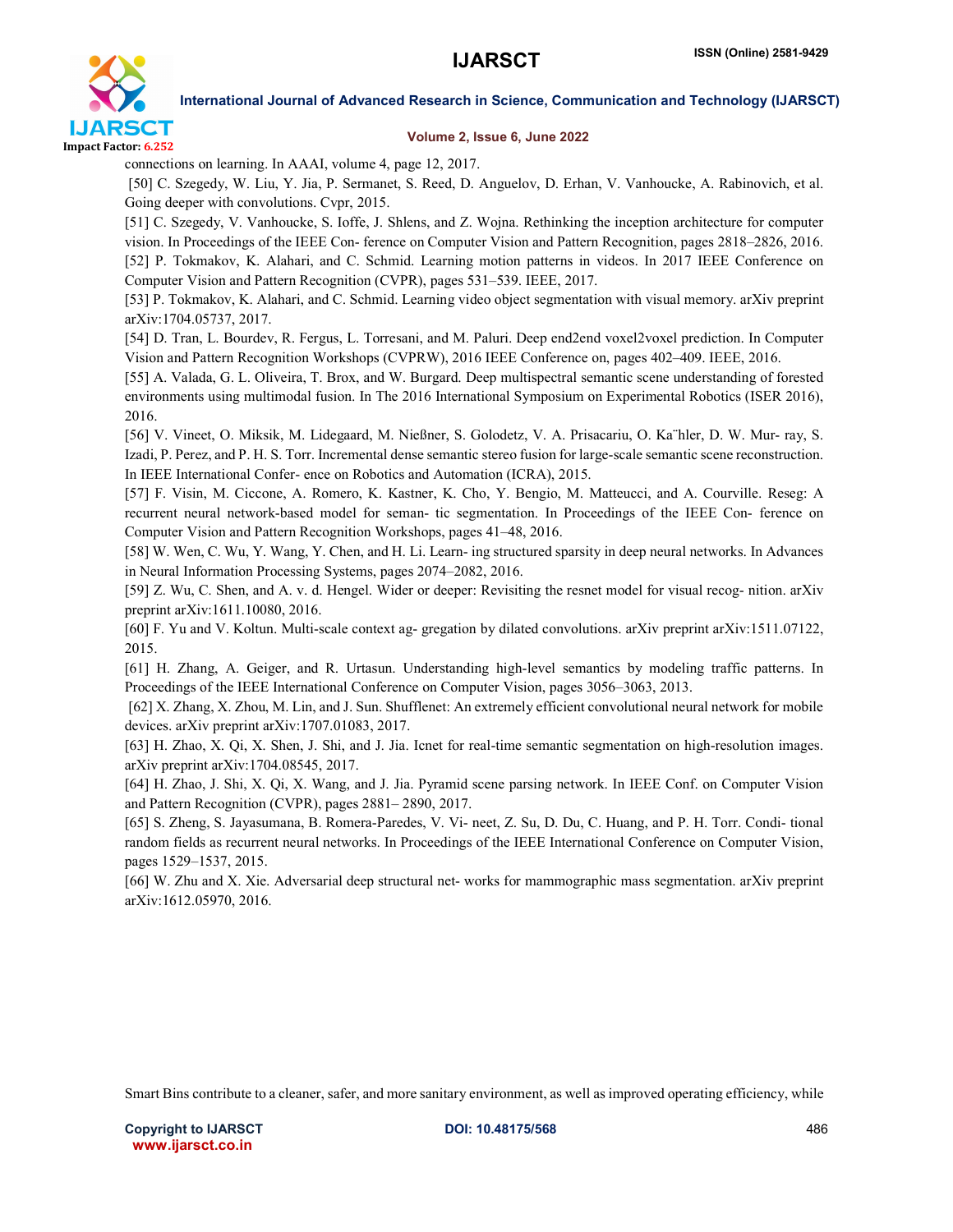connections on learning. In AAAI, volume 4, page 12, 2017.

[50] C. Szegedy, W. Liu, Y. Jia, P. Sermanet, S. Reed, D. Anguelov, D. Erhan, V. Vanhoucke, A. Rabinovich, et al. Going deeper with convolutions. Cvpr, 2015.

[51] C. Szegedy, V. Vanhoucke, S. Ioffe, J. Shlens, and Z. Wojna. Rethinking the inception architecture for computer vision. In Proceedings of the IEEE Con- ference on Computer Vision and Pattern Recognition, pages 2818–2826, 2016.

[52] P. Tokmakov, K. Alahari, and C. Schmid. Learning motion patterns in videos. In 2017 IEEE Conference on Computer Vision and Pattern Recognition (CVPR), pages 531–539. IEEE, 2017.

[53] P. Tokmakov, K. Alahari, and C. Schmid. Learning video object segmentation with visual memory. arXiv preprint arXiv:1704.05737, 2017.

[54] D. Tran, L. Bourdev, R. Fergus, L. Torresani, and M. Paluri. Deep end2end voxel2voxel prediction. In Computer Vision and Pattern Recognition Workshops (CVPRW), 2016 IEEE Conference on, pages 402–409. IEEE, 2016.

[55] A. Valada, G. L. Oliveira, T. Brox, and W. Burgard. Deep multispectral semantic scene understanding of forested environments using multimodal fusion. In The 2016 International Symposium on Experimental Robotics (ISER 2016), 2016.

[56] V. Vineet, O. Miksik, M. Lidegaard, M. Nießner, S. Golodetz, V. A. Prisacariu, O. Ka¨hler, D. W. Mur- ray, S. Izadi, P. Perez, and P. H. S. Torr. Incremental dense semantic stereo fusion for large-scale semantic scene reconstruction. In IEEE International Confer- ence on Robotics and Automation (ICRA), 2015.

[57] F. Visin, M. Ciccone, A. Romero, K. Kastner, K. Cho, Y. Bengio, M. Matteucci, and A. Courville. Reseg: A recurrent neural network-based model for seman- tic segmentation. In Proceedings of the IEEE Con- ference on Computer Vision and Pattern Recognition Workshops, pages 41–48, 2016.

[58] W. Wen, C. Wu, Y. Wang, Y. Chen, and H. Li. Learn- ing structured sparsity in deep neural networks. In Advances in Neural Information Processing Systems, pages 2074–2082, 2016.

[59] Z. Wu, C. Shen, and A. v. d. Hengel. Wider or deeper: Revisiting the resnet model for visual recog- nition. arXiv preprint arXiv:1611.10080, 2016.

[60] F. Yu and V. Koltun. Multi-scale context ag- gregation by dilated convolutions. arXiv preprint arXiv:1511.07122, 2015.

[61] H. Zhang, A. Geiger, and R. Urtasun. Understanding high-level semantics by modeling traffic patterns. In Proceedings of the IEEE International Conference on Computer Vision, pages 3056–3063, 2013.

[62] X. Zhang, X. Zhou, M. Lin, and J. Sun. Shufflenet: An extremely efficient convolutional neural network for mobile devices. arXiv preprint arXiv:1707.01083, 2017.

[63] H. Zhao, X. Qi, X. Shen, J. Shi, and J. Jia. Icnet for real-time semantic segmentation on high-resolution images. arXiv preprint arXiv:1704.08545, 2017.

[64] H. Zhao, J. Shi, X. Qi, X. Wang, and J. Jia. Pyramid scene parsing network. In IEEE Conf. on Computer Vision and Pattern Recognition (CVPR), pages 2881– 2890, 2017.

[65] S. Zheng, S. Jayasumana, B. Romera-Paredes, V. Vi- neet, Z. Su, D. Du, C. Huang, and P. H. Torr. Condi- tional random fields as recurrent neural networks. In Proceedings of the IEEE International Conference on Computer Vision, pages 1529–1537, 2015.

[66] W. Zhu and X. Xie. Adversarial deep structural net- works for mammographic mass segmentation. arXiv preprint arXiv:1612.05970, 2016.

Smart Bins contribute to a cleaner, safer, and more sanitary environment, as well as improved operating efficiency, while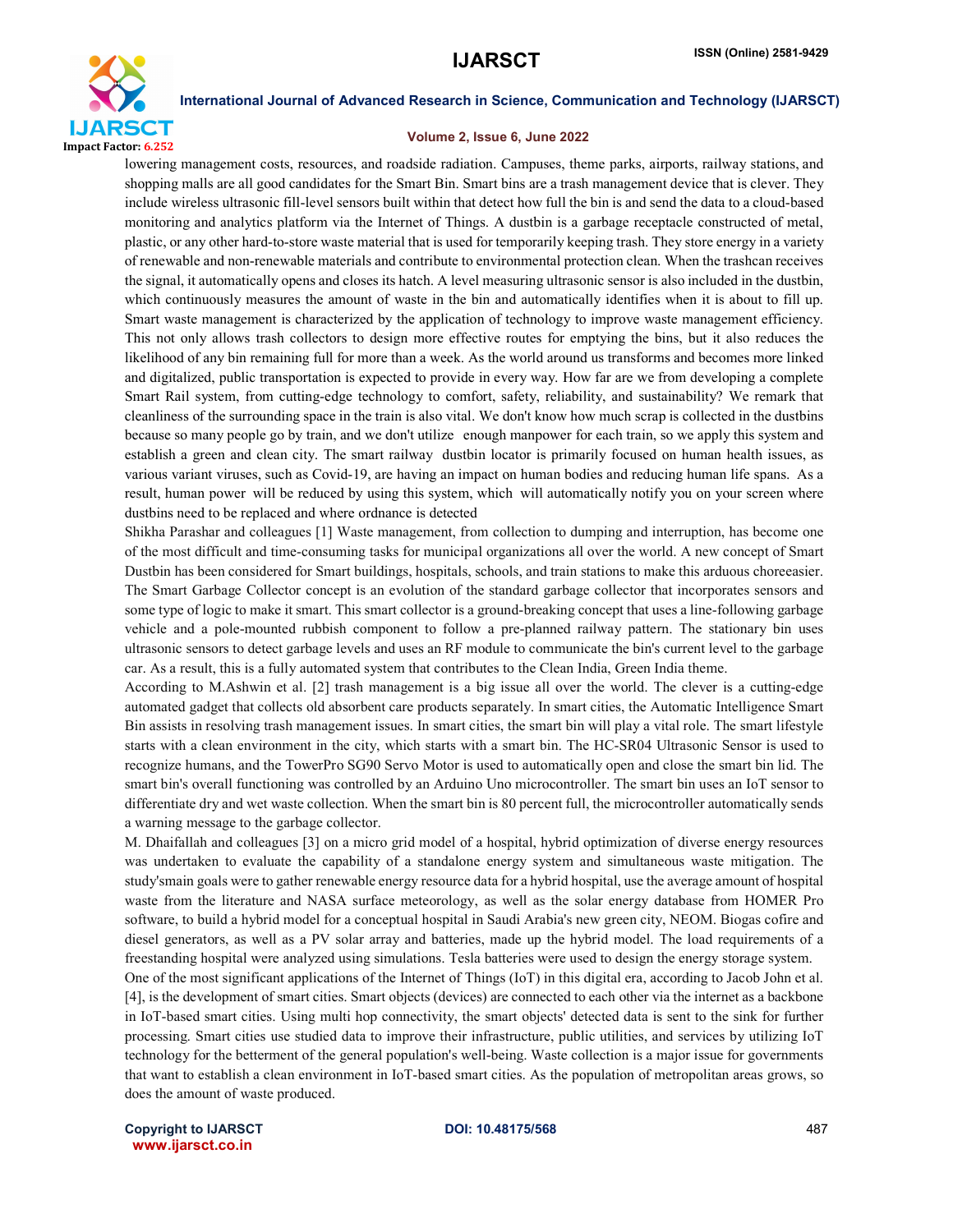lowering management costs, resources, and roadside radiation. Campuses, theme parks, airports, railway stations, and shopping malls are all good candidates for the Smart Bin. Smart bins are a trash management device that is clever. They include wireless ultrasonic fill-level sensors built within that detect how full the bin is and send the data to a cloud-based monitoring and analytics platform via the Internet of Things. A dustbin is a garbage receptacle constructed of metal, plastic, or any other hard-to-store waste material that is used for temporarily keeping trash. They store energy in a variety of renewable and non-renewable materials and contribute to environmental protection clean. When the trashcan receives the signal, it automatically opens and closes its hatch. A level measuring ultrasonic sensor is also included in the dustbin, which continuously measures the amount of waste in the bin and automatically identifies when it is about to fill up. Smart waste management is characterized by the application of technology to improve waste management efficiency. This not only allows trash collectors to design more effective routes for emptying the bins, but it also reduces the likelihood of any bin remaining full for more than a week. As the world around us transforms and becomes more linked and digitalized, public transportation is expected to provide in every way. How far are we from developing a complete Smart Rail system, from cutting-edge technology to comfort, safety, reliability, and sustainability? We remark that cleanliness of the surrounding space in the train is also vital. We don't know how much scrap is collected in the dustbins because so many people go by train, and we don't utilize enough manpower for each train, so we apply this system and establish a green and clean city. The smart railway dustbin locator is primarily focused on human health issues, as various variant viruses, such as Covid-19, are having an impact on human bodies and reducing human life spans. As a result, human power will be reduced by using this system, which will automatically notify you on your screen where dustbins need to be replaced and where ordnance is detected

Shikha Parashar and colleagues [1] Waste management, from collection to dumping and interruption, has become one of the most difficult and time-consuming tasks for municipal organizations all over the world. A new concept of Smart Dustbin has been considered for Smart buildings, hospitals, schools, and train stations to make this arduous choreeasier. The Smart Garbage Collector concept is an evolution of the standard garbage collector that incorporates sensors and some type of logic to make it smart. This smart collector is a ground-breaking concept that uses a line-following garbage vehicle and a pole-mounted rubbish component to follow a pre-planned railway pattern. The stationary bin uses ultrasonic sensors to detect garbage levels and uses an RF module to communicate the bin's current level to the garbage car. As a result, this is a fully automated system that contributes to the Clean India, Green India theme.

According to M.Ashwin et al. [2] trash management is a big issue all over the world. The clever is a cutting-edge automated gadget that collects old absorbent care products separately. In smart cities, the Automatic Intelligence Smart Bin assists in resolving trash management issues. In smart cities, the smart bin will play a vital role. The smart lifestyle starts with a clean environment in the city, which starts with a smart bin. The HC-SR04 Ultrasonic Sensor is used to recognize humans, and the TowerPro SG90 Servo Motor is used to automatically open and close the smart bin lid. The smart bin's overall functioning was controlled by an Arduino Uno microcontroller. The smart bin uses an IoT sensor to differentiate dry and wet waste collection. When the smart bin is 80 percent full, the microcontroller automatically sends a warning message to the garbage collector.

M. Dhaifallah and colleagues [3] on a micro grid model of a hospital, hybrid optimization of diverse energy resources was undertaken to evaluate the capability of a standalone energy system and simultaneous waste mitigation. The study'smain goals were to gather renewable energy resource data for a hybrid hospital, use the average amount of hospital waste from the literature and NASA surface meteorology, as well as the solar energy database from HOMER Pro software, to build a hybrid model for a conceptual hospital in Saudi Arabia's new green city, NEOM. Biogas cofire and diesel generators, as well as a PV solar array and batteries, made up the hybrid model. The load requirements of a freestanding hospital were analyzed using simulations. Tesla batteries were used to design the energy storage system.

One of the most significant applications of the Internet of Things (IoT) in this digital era, according to Jacob John et al. [4], is the development of smart cities. Smart objects (devices) are connected to each other via the internet as a backbone in IoT-based smart cities. Using multi hop connectivity, the smart objects' detected data is sent to the sink for further processing. Smart cities use studied data to improve their infrastructure, public utilities, and services by utilizing IoT technology for the betterment of the general population's well-being. Waste collection is a major issue for governments that want to establish a clean environment in IoT-based smart cities. As the population of metropolitan areas grows, so does the amount of waste produced.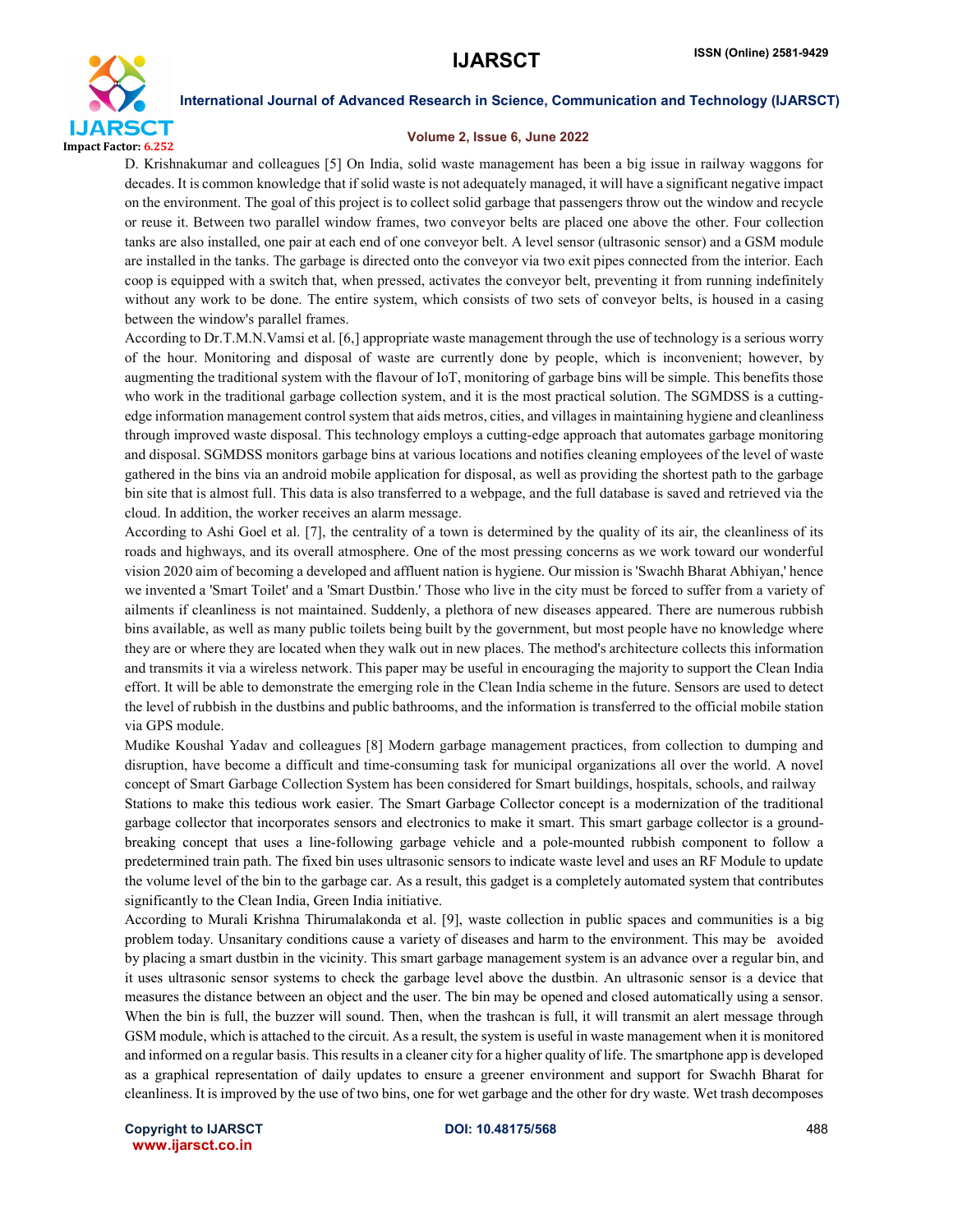D. Krishnakumar and colleagues [5] On India, solid waste management has been a big issue in railway waggons for decades. It is common knowledge that if solid waste is not adequately managed, it will have a significant negative impact on the environment. The goal of this project is to collect solid garbage that passengers throw out the window and recycle or reuse it. Between two parallel window frames, two conveyor belts are placed one above the other. Four collection tanks are also installed, one pair at each end of one conveyor belt. A level sensor (ultrasonic sensor) and a GSM module are installed in the tanks. The garbage is directed onto the conveyor via two exit pipes connected from the interior. Each coop is equipped with a switch that, when pressed, activates the conveyor belt, preventing it from running indefinitely without any work to be done. The entire system, which consists of two sets of conveyor belts, is housed in a casing between the window's parallel frames.

According to Dr.T.M.N.Vamsi et al. [6,] appropriate waste management through the use of technology is a serious worry of the hour. Monitoring and disposal of waste are currently done by people, which is inconvenient; however, by augmenting the traditional system with the flavour of IoT, monitoring of garbage bins will be simple. This benefits those who work in the traditional garbage collection system, and it is the most practical solution. The SGMDSS is a cutting-edge information management control system that aids metros, cities, and villages in maintaining hygiene and cleanliness through improved waste disposal. This technology employs a cutting-edge approach that automates garbage monitoring and disposal. SGMDSS monitors garbage bins at various locations and notifies cleaning employees of the level of waste gathered in the bins via an android mobile application for disposal, as well as providing the shortest path to the garbage bin site that is almost full. This data is also transferred to a webpage, and the full database is saved and retrieved via the cloud. In addition, the worker receives an alarm message.

According to Ashi Goel et al. [7], the centrality of a town is determined by the quality of its air, the cleanliness of its roads and highways, and its overall atmosphere. One of the most pressing concerns as we work toward our wonderful vision 2020 aim of becoming a developed and affluent nation is hygiene. Our mission is 'Swachh Bharat Abhiyan,' hence we invented a 'Smart Toilet' and a 'Smart Dustbin.' Those who live in the city must be forced to suffer from a variety of ailments if cleanliness is not maintained. Suddenly, a plethora of new diseases appeared. There are numerous rubbish bins available, as well as many public toilets being built by the government, but most people have no knowledge where they are or where they are located when they walk out in new places. The method's architecture collects this information and transmits it via a wireless network. This paper may be useful in encouraging the majority to support the Clean India effort. It will be able to demonstrate the emerging role in the Clean India scheme in the future. Sensors are used to detect the level of rubbish in the dustbins and public bathrooms, and the information is transferred to the official mobile station via GPS module.

Mudike Koushal Yadav and colleagues [8] Modern garbage management practices, from collection to dumping and disruption, have become a difficult and time-consuming task for municipal organizations all over the world. A novel concept of Smart Garbage Collection System has been considered for Smart buildings, hospitals, schools, and railway Stations to make this tedious work easier. The Smart Garbage Collector concept is a modernization of the traditional garbage collector that incorporates sensors and electronics to make it smart. This smart garbage collector is a ground-breaking concept that uses a line-following garbage vehicle and a pole-mounted rubbish component to follow a predetermined train path. The fixed bin uses ultrasonic sensors to indicate waste level and uses an RF Module to update the volume level of the bin to the garbage car. As a result, this gadget is a completely automated system that contributes significantly to the Clean India, Green India initiative.

According to Murali Krishna Thirumalakonda et al. [9], waste collection in public spaces and communities is a big problem today. Unsanitary conditions cause a variety of diseases and harm to the environment. This may be avoided by placing a smart dustbin in the vicinity. This smart garbage management system is an advance over a regular bin, and it uses ultrasonic sensor systems to check the garbage level above the dustbin. An ultrasonic sensor is a device that measures the distance between an object and the user. The bin may be opened and closed automatically using a sensor. When the bin is full, the buzzer will sound. Then, when the trashcan is full, it will transmit an alert message through GSM module, which is attached to the circuit. As a result, the system is useful in waste management when it is monitored and informed on a regular basis. This results in a cleaner city for a higher quality of life. The smartphone app is developed as a graphical representation of daily updates to ensure a greener environment and support for Swachh Bharat for cleanliness. It is improved by the use of two bins, one for wet garbage and the other for dry waste. Wet trash decomposes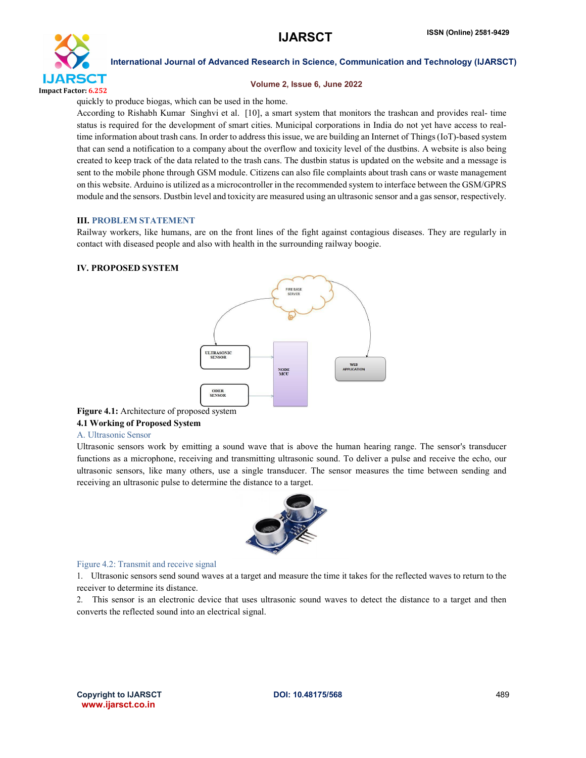quickly to produce biogas, which can be used in the home.

According to Rishabh Kumar Singhvi et al. [10], a smart system that monitors the trashcan and provides real- time status is required for the development of smart cities. Municipal corporations in India do not yet have access to real-time information about trash cans. In order to address this issue, we are building an Internet of Things (IoT)-based system that can send a notification to a company about the overflow and toxicity level of the dustbins. A website is also being created to keep track of the data related to the trash cans. The dustbin status is updated on the website and a message is sent to the mobile phone through GSM module. Citizens can also file complaints about trash cans or waste management on this website. Arduino is utilized as a microcontroller in the recommended system to interface between the GSM/GPRS module and the sensors. Dustbin level and toxicity are measured using an ultrasonic sensor and a gas sensor, respectively.

### III. PROBLEM STATEMENT

Railway workers, like humans, are on the front lines of the fight against contagious diseases. They are regularly in contact with diseased people and also with health in the surrounding railway boogie.

### IV. PROPOSED SYSTEM

**Figure 4.1:** Architecture of proposed system

#### 4.1 Working of Proposed System

##### A. Ultrasonic Sensor

Ultrasonic sensors work by emitting a sound wave that is above the human hearing range. The sensor's transducer functions as a microphone, receiving and transmitting ultrasonic sound. To deliver a pulse and receive the echo, our ultrasonic sensors, like many others, use a single transducer. The sensor measures the time between sending and receiving an ultrasonic pulse to determine the distance to a target.

Figure 4.2: Transmit and receive signal

1. Ultrasonic sensors send sound waves at a target and measure the time it takes for the reflected waves to return to the receiver to determine its distance.
2. This sensor is an electronic device that uses ultrasonic sound waves to detect the distance to a target and then converts the reflected sound into an electrical signal.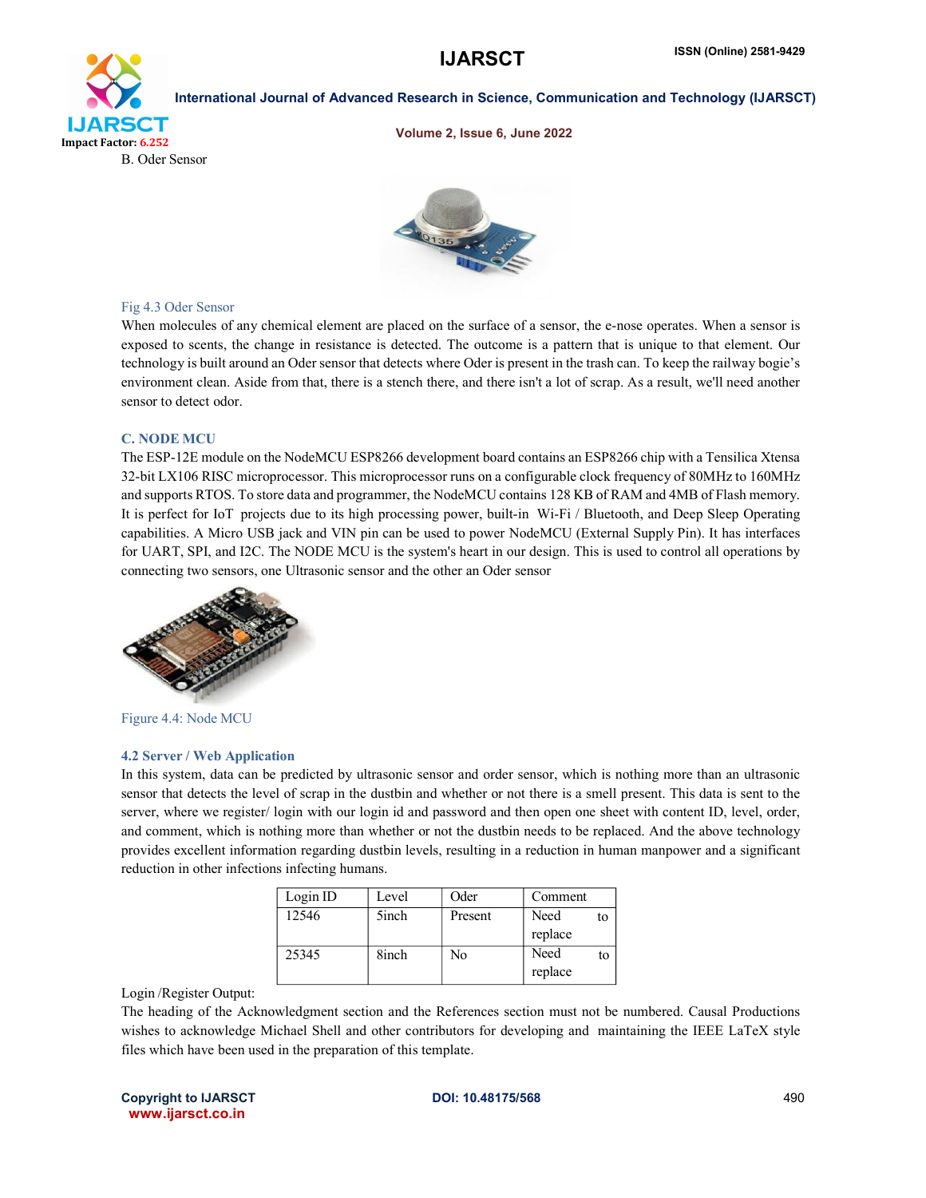B. Oder Sensor

Fig 4.3 Oder Sensor

When molecules of any chemical element are placed on the surface of a sensor, the e-nose operates. When a sensor is exposed to scents, the change in resistance is detected. The outcome is a pattern that is unique to that element. Our technology is built around an Oder sensor that detects where Oder is present in the trash can. To keep the railway bogie's environment clean. Aside from that, there is a stench there, and there isn't a lot of scrap. As a result, we'll need another sensor to detect odor.

### C. NODE MCU

The ESP-12E module on the NodeMCU ESP8266 development board contains an ESP8266 chip with a Tensilica Xtensa 32-bit LX106 RISC microprocessor. This microprocessor runs on a configurable clock frequency of 80MHz to 160MHz and supports RTOS. To store data and programmer, the NodeMCU contains 128 KB of RAM and 4MB of Flash memory. It is perfect for IoT projects due to its high processing power, built-in Wi-Fi / Bluetooth, and Deep Sleep Operating capabilities. A Micro USB jack and VIN pin can be used to power NodeMCU (External Supply Pin). It has interfaces for UART, SPI, and I2C. The NODE MCU is the system's heart in our design. This is used to control all operations by connecting two sensors, one Ultrasonic sensor and the other an Oder sensor

Figure 4.4: Node MCU

### 4.2 Server / Web Application

In this system, data can be predicted by ultrasonic sensor and order sensor, which is nothing more than an ultrasonic sensor that detects the level of scrap in the dustbin and whether or not there is a smell present. This data is sent to the server, where we register/ login with our login id and password and then open one sheet with content ID, level, order, and comment, which is nothing more than whether or not the dustbin needs to be replaced. And the above technology provides excellent information regarding dustbin levels, resulting in a reduction in human manpower and a significant reduction in other infections infecting humans.

| Login ID | Level | Oder | Comment |
|---|---|---|---|
| 12546 | 5inch | Present | Need to replace |
| 25345 | 8inch | No | Need to replace |

Login /Register Output:

The heading of the Acknowledgment section and the References section must not be numbered. Causal Productions wishes to acknowledge Michael Shell and other contributors for developing and maintaining the IEEE LaTeX style files which have been used in the preparation of this template.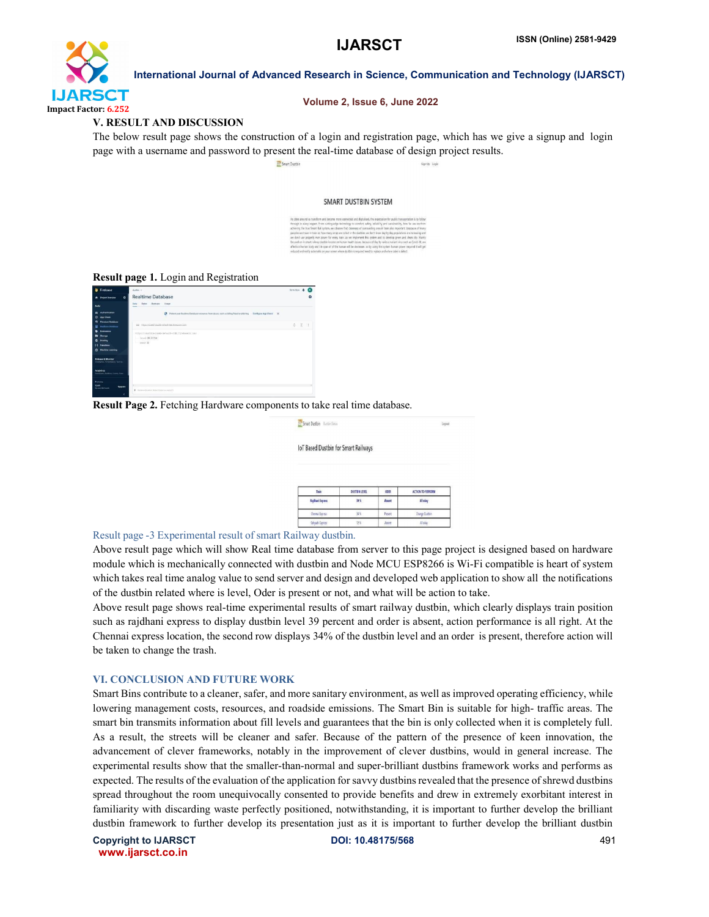## V. RESULT AND DISCUSSION

The below result page shows the construction of a login and registration page, which has we give a signup and login page with a username and password to present the real-time database of design project results.

**Result page 1.** Login and Registration

**Result Page 2.** Fetching Hardware components to take real time database.

Result page -3 Experimental result of smart Railway dustbin.

Above result page which will show Real time database from server to this page project is designed based on hardware module which is mechanically connected with dustbin and Node MCU ESP8266 is Wi-Fi compatible is heart of system which takes real time analog value to send server and design and developed web application to show all the notifications of the dustbin related where is level, Oder is present or not, and what will be action to take.

Above result page shows real-time experimental results of smart railway dustbin, which clearly displays train position such as rajdhani express to display dustbin level 39 percent and order is absent, action performance is all right. At the Chennai express location, the second row displays 34% of the dustbin level and an order is present, therefore action will be taken to change the trash.

## VI. CONCLUSION AND FUTURE WORK

Smart Bins contribute to a cleaner, safer, and more sanitary environment, as well as improved operating efficiency, while lowering management costs, resources, and roadside emissions. The Smart Bin is suitable for high- traffic areas. The smart bin transmits information about fill levels and guarantees that the bin is only collected when it is completely full. As a result, the streets will be cleaner and safer. Because of the pattern of the presence of keen innovation, the advancement of clever frameworks, notably in the improvement of clever dustbins, would in general increase. The experimental results show that the smaller-than-normal and super-brilliant dustbins framework works and performs as expected. The results of the evaluation of the application for savvy dustbins revealed that the presence of shrewd dustbins spread throughout the room unequivocally consented to provide benefits and drew in extremely exorbitant interest in familiarity with discarding waste perfectly positioned, notwithstanding, it is important to further develop the brilliant dustbin framework to further develop its presentation just as it is important to further develop the brilliant dustbin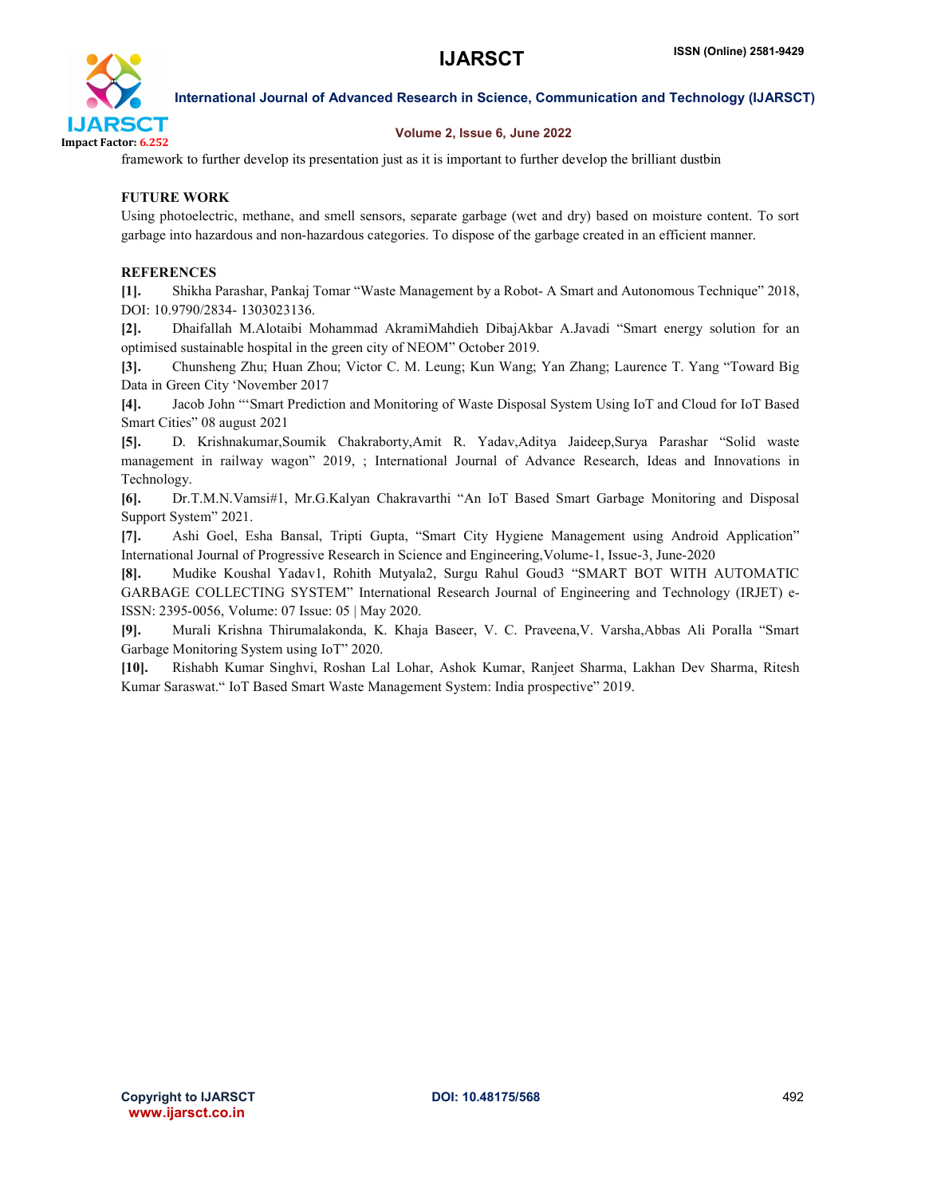framework to further develop its presentation just as it is important to further develop the brilliant dustbin

## FUTURE WORK

Using photoelectric, methane, and smell sensors, separate garbage (wet and dry) based on moisture content. To sort garbage into hazardous and non-hazardous categories. To dispose of the garbage created in an efficient manner.

## REFERENCES

**[1].** Shikha Parashar, Pankaj Tomar "Waste Management by a Robot- A Smart and Autonomous Technique" 2018, DOI: 10.9790/2834- 1303023136.

**[2].** Dhaifallah M.Alotaibi Mohammad AkramiMahdieh DibajAkbar A.Javadi "Smart energy solution for an optimised sustainable hospital in the green city of NEOM" October 2019.

**[3].** Chunsheng Zhu; Huan Zhou; Victor C. M. Leung; Kun Wang; Yan Zhang; Laurence T. Yang "Toward Big Data in Green City 'November 2017

**[4].** Jacob John "'Smart Prediction and Monitoring of Waste Disposal System Using IoT and Cloud for IoT Based Smart Cities" 08 august 2021

**[5].** D. Krishnakumar,Soumik Chakraborty,Amit R. Yadav,Aditya Jaideep,Surya Parashar "Solid waste management in railway wagon" 2019, ; International Journal of Advance Research, Ideas and Innovations in Technology.

**[6].** Dr.T.M.N.Vamsi#1, Mr.G.Kalyan Chakravarthi "An IoT Based Smart Garbage Monitoring and Disposal Support System" 2021.

**[7].** Ashi Goel, Esha Bansal, Tripti Gupta, "Smart City Hygiene Management using Android Application" International Journal of Progressive Research in Science and Engineering,Volume-1, Issue-3, June-2020

**[8].** Mudike Koushal Yadav1, Rohith Mutyala2, Surgu Rahul Goud3 "SMART BOT WITH AUTOMATIC GARBAGE COLLECTING SYSTEM" International Research Journal of Engineering and Technology (IRJET) e-ISSN: 2395-0056, Volume: 07 Issue: 05 | May 2020.

**[9].** Murali Krishna Thirumalakonda, K. Khaja Baseer, V. C. Praveena,V. Varsha,Abbas Ali Poralla "Smart Garbage Monitoring System using IoT" 2020.

**[10].** Rishabh Kumar Singhvi, Roshan Lal Lohar, Ashok Kumar, Ranjeet Sharma, Lakhan Dev Sharma, Ritesh Kumar Saraswat." IoT Based Smart Waste Management System: India prospective" 2019.